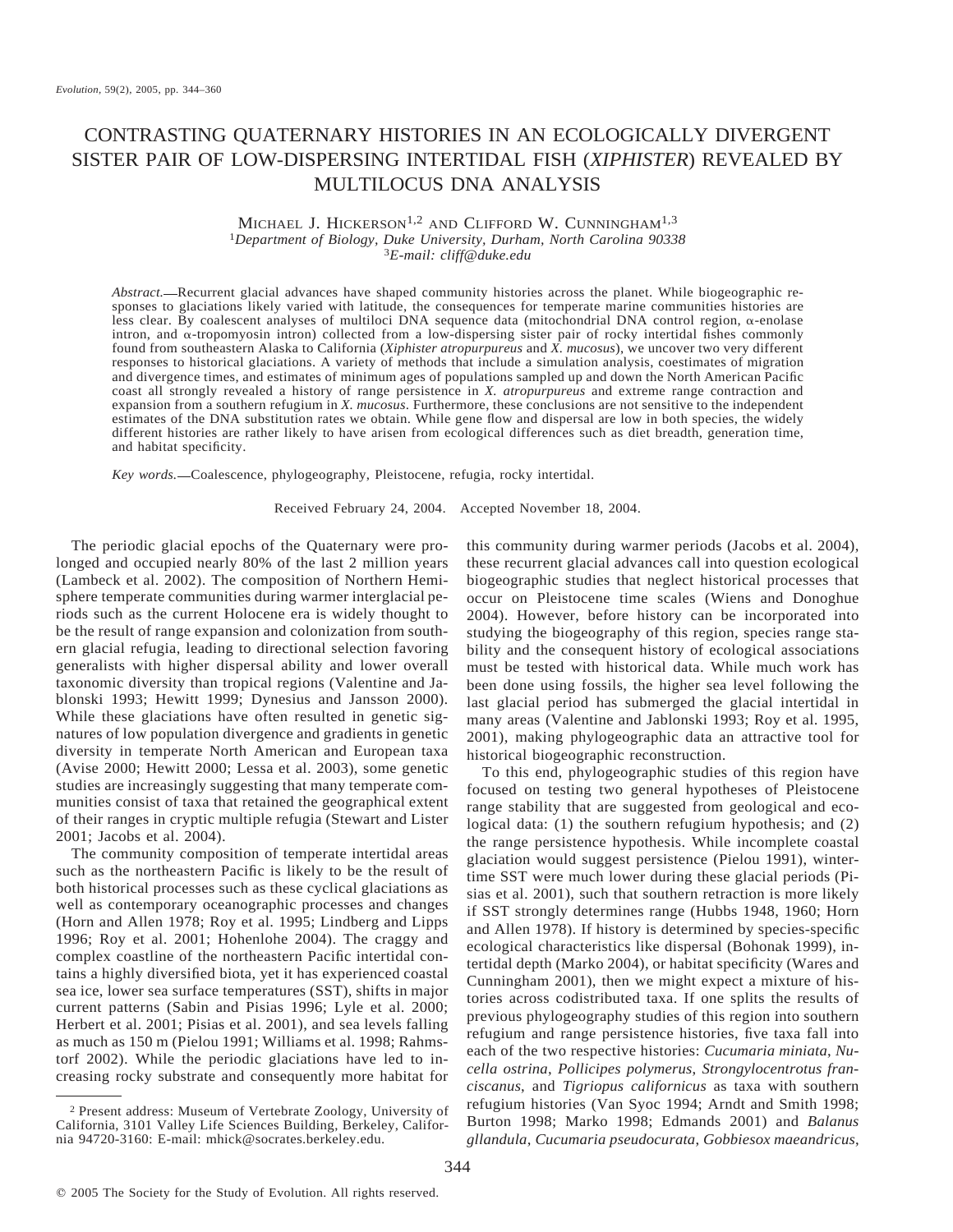# CONTRASTING QUATERNARY HISTORIES IN AN ECOLOGICALLY DIVERGENT SISTER PAIR OF LOW-DISPERSING INTERTIDAL FISH (*XIPHISTER*) REVEALED BY MULTILOCUS DNA ANALYSIS

MICHAEL J. HICKERSON[1,2] AND CLIFFORD W. CUNNINGHAM[1,3]

[1]*Department of Biology, Duke University, Durham, North Carolina 90338*

[3]*E-mail: cliff@duke.edu*

*Abstract.*—Recurrent glacial advances have shaped community histories across the planet. While biogeographic responses to glaciations likely varied with latitude, the consequences for temperate marine communities histories are less clear. By coalescent analyses of multiloci DNA sequence data (mitochondrial DNA control region, α-enolase intron, and α-tropomyosin intron) collected from a low-dispersing sister pair of rocky intertidal fishes commonly found from southeastern Alaska to California (*Xiphister atropurpureus* and *X. mucosus*), we uncover two very different responses to historical glaciations. A variety of methods that include a simulation analysis, coestimates of migration and divergence times, and estimates of minimum ages of populations sampled up and down the North American Pacific coast all strongly revealed a history of range persistence in *X. atropurpureus* and extreme range contraction and expansion from a southern refugium in *X. mucosus*. Furthermore, these conclusions are not sensitive to the independent estimates of the DNA substitution rates we obtain. While gene flow and dispersal are low in both species, the widely different histories are rather likely to have arisen from ecological differences such as diet breadth, generation time, and habitat specificity.

*Key words.*—Coalescence, phylogeography, Pleistocene, refugia, rocky intertidal.

Received February 24, 2004. Accepted November 18, 2004.

The periodic glacial epochs of the Quaternary were prolonged and occupied nearly 80% of the last 2 million years (Lambeck et al. 2002). The composition of Northern Hemisphere temperate communities during warmer interglacial periods such as the current Holocene era is widely thought to be the result of range expansion and colonization from southern glacial refugia, leading to directional selection favoring generalists with higher dispersal ability and lower overall taxonomic diversity than tropical regions (Valentine and Jablonski 1993; Hewitt 1999; Dynesius and Jansson 2000). While these glaciations have often resulted in genetic signatures of low population divergence and gradients in genetic diversity in temperate North American and European taxa (Avise 2000; Hewitt 2000; Lessa et al. 2003), some genetic studies are increasingly suggesting that many temperate communities consist of taxa that retained the geographical extent of their ranges in cryptic multiple refugia (Stewart and Lister 2001; Jacobs et al. 2004).

The community composition of temperate intertidal areas such as the northeastern Pacific is likely to be the result of both historical processes such as these cyclical glaciations as well as contemporary oceanographic processes and changes (Horn and Allen 1978; Roy et al. 1995; Lindberg and Lipps 1996; Roy et al. 2001; Hohenlohe 2004). The craggy and complex coastline of the northeastern Pacific intertidal contains a highly diversified biota, yet it has experienced coastal sea ice, lower sea surface temperatures (SST), shifts in major current patterns (Sabin and Pisias 1996; Lyle et al. 2000; Herbert et al. 2001; Pisias et al. 2001), and sea levels falling as much as 150 m (Pielou 1991; Williams et al. 1998; Rahmstorf 2002). While the periodic glaciations have led to increasing rocky substrate and consequently more habitat for this community during warmer periods (Jacobs et al. 2004), these recurrent glacial advances call into question ecological biogeographic studies that neglect historical processes that occur on Pleistocene time scales (Wiens and Donoghue 2004). However, before history can be incorporated into studying the biogeography of this region, species range stability and the consequent history of ecological associations must be tested with historical data. While much work has been done using fossils, the higher sea level following the last glacial period has submerged the glacial intertidal in many areas (Valentine and Jablonski 1993; Roy et al. 1995, 2001), making phylogeographic data an attractive tool for historical biogeographic reconstruction.

To this end, phylogeographic studies of this region have focused on testing two general hypotheses of Pleistocene range stability that are suggested from geological and ecological data: (1) the southern refugium hypothesis; and (2) the range persistence hypothesis. While incomplete coastal glaciation would suggest persistence (Pielou 1991), wintertime SST were much lower during these glacial periods (Pisias et al. 2001), such that southern retraction is more likely if SST strongly determines range (Hubbs 1948, 1960; Horn and Allen 1978). If history is determined by species-specific ecological characteristics like dispersal (Bohonak 1999), intertidal depth (Marko 2004), or habitat specificity (Wares and Cunningham 2001), then we might expect a mixture of histories across codistributed taxa. If one splits the results of previous phylogeography studies of this region into southern refugium and range persistence histories, five taxa fall into each of the two respective histories: *Cucumaria miniata*, *Nucella ostrina*, *Pollicipes polymerus*, *Strongylocentrotus franciscanus*, and *Tigriopus californicus* as taxa with southern refugium histories (Van Syoc 1994; Arndt and Smith 1998; Burton 1998; Marko 1998; Edmands 2001) and *Balanus gllandula*, *Cucumaria pseudocurata*, *Gobbiesox maeandricus*,

[2] Present address: Museum of Vertebrate Zoology, University of California, 3101 Valley Life Sciences Building, Berkeley, California 94720-3160: E-mail: mhick@socrates.berkeley.edu.

© 2005 The Society for the Study of Evolution. All rights reserved.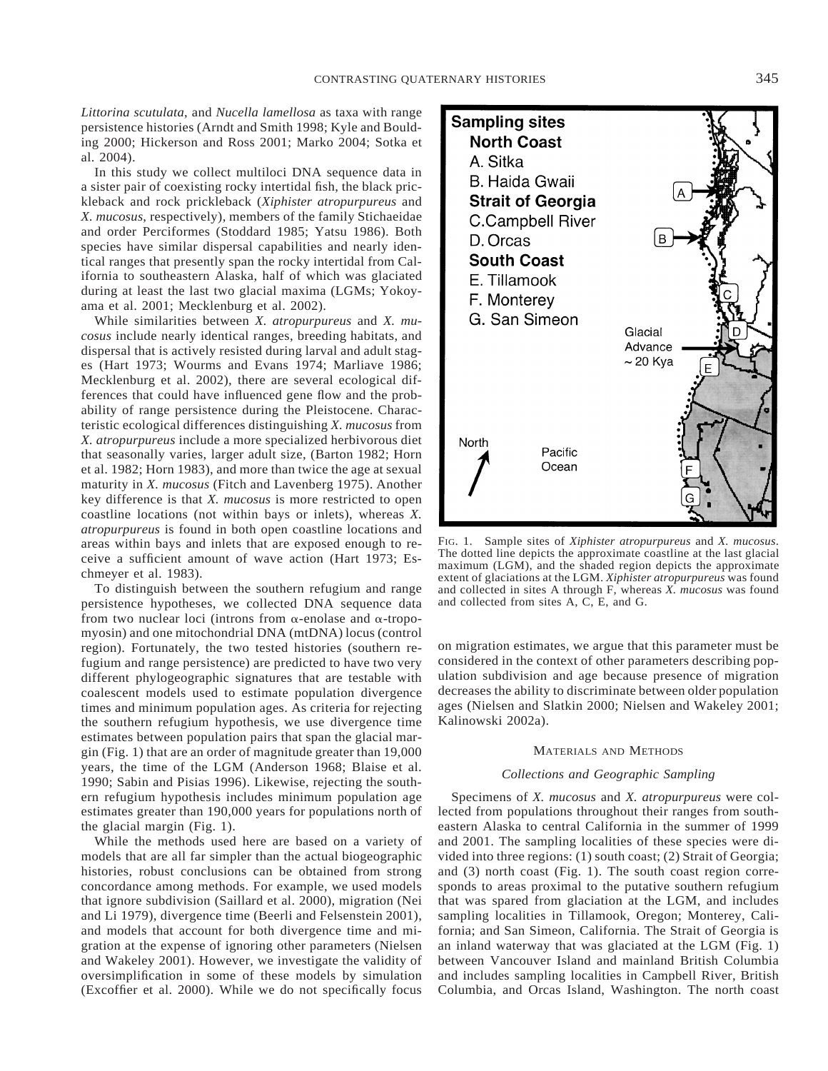*Littorina scutulata*, and *Nucella lamellosa* as taxa with range persistence histories (Arndt and Smith 1998; Kyle and Boulding 2000; Hickerson and Ross 2001; Marko 2004; Sotka et al. 2004).

In this study we collect multiloci DNA sequence data in a sister pair of coexisting rocky intertidal fish, the black prickleback and rock prickleback (*Xiphister atropurpureus* and *X. mucosus*, respectively), members of the family Stichaeidae and order Perciformes (Stoddard 1985; Yatsu 1986). Both species have similar dispersal capabilities and nearly identical ranges that presently span the rocky intertidal from California to southeastern Alaska, half of which was glaciated during at least the last two glacial maxima (LGMs; Yokoyama et al. 2001; Mecklenburg et al. 2002).

While similarities between *X. atropurpureus* and *X. mucosus* include nearly identical ranges, breeding habitats, and dispersal that is actively resisted during larval and adult stages (Hart 1973; Wourms and Evans 1974; Marliave 1986; Mecklenburg et al. 2002), there are several ecological differences that could have influenced gene flow and the probability of range persistence during the Pleistocene. Characteristic ecological differences distinguishing *X. mucosus* from *X. atropurpureus* include a more specialized herbivorous diet that seasonally varies, larger adult size, (Barton 1982; Horn et al. 1982; Horn 1983), and more than twice the age at sexual maturity in *X. mucosus* (Fitch and Lavenberg 1975). Another key difference is that *X. mucosus* is more restricted to open coastline locations (not within bays or inlets), whereas *X. atropurpureus* is found in both open coastline locations and areas within bays and inlets that are exposed enough to receive a sufficient amount of wave action (Hart 1973; Eschmeyer et al. 1983).

To distinguish between the southern refugium and range persistence hypotheses, we collected DNA sequence data from two nuclear loci (introns from α-enolase and α-tropomyosin) and one mitochondrial DNA (mtDNA) locus (control region). Fortunately, the two tested histories (southern refugium and range persistence) are predicted to have two very different phylogeographic signatures that are testable with coalescent models used to estimate population divergence times and minimum population ages. As criteria for rejecting the southern refugium hypothesis, we use divergence time estimates between population pairs that span the glacial margin (Fig. 1) that are an order of magnitude greater than 19,000 years, the time of the LGM (Anderson 1968; Blaise et al. 1990; Sabin and Pisias 1996). Likewise, rejecting the southern refugium hypothesis includes minimum population age estimates greater than 190,000 years for populations north of the glacial margin (Fig. 1).

While the methods used here are based on a variety of models that are all far simpler than the actual biogeographic histories, robust conclusions can be obtained from strong concordance among methods. For example, we used models that ignore subdivision (Saillard et al. 2000), migration (Nei and Li 1979), divergence time (Beerli and Felsenstein 2001), and models that account for both divergence time and migration at the expense of ignoring other parameters (Nielsen and Wakeley 2001). However, we investigate the validity of oversimplification in some of these models by simulation (Excoffier et al. 2000). While we do not specifically focus on migration estimates, we argue that this parameter must be considered in the context of other parameters describing population subdivision and age because presence of migration decreases the ability to discriminate between older population ages (Nielsen and Slatkin 2000; Nielsen and Wakeley 2001; Kalinowski 2002a).

FIG. 1. Sample sites of *Xiphister atropurpureus* and *X. mucosus*. The dotted line depicts the approximate coastline at the last glacial maximum (LGM), and the shaded region depicts the approximate extent of glaciations at the LGM. *Xiphister atropurpureus* was found and collected in sites A through F, whereas *X. mucosus* was found and collected from sites A, C, E, and G.

## MATERIALS AND METHODS

### *Collections and Geographic Sampling*

Specimens of *X. mucosus* and *X. atropurpureus* were collected from populations throughout their ranges from southeastern Alaska to central California in the summer of 1999 and 2001. The sampling localities of these species were divided into three regions: (1) south coast; (2) Strait of Georgia; and (3) north coast (Fig. 1). The south coast region corresponds to areas proximal to the putative southern refugium that was spared from glaciation at the LGM, and includes sampling localities in Tillamook, Oregon; Monterey, California; and San Simeon, California. The Strait of Georgia is an inland waterway that was glaciated at the LGM (Fig. 1) between Vancouver Island and mainland British Columbia and includes sampling localities in Campbell River, British Columbia, and Orcas Island, Washington. The north coast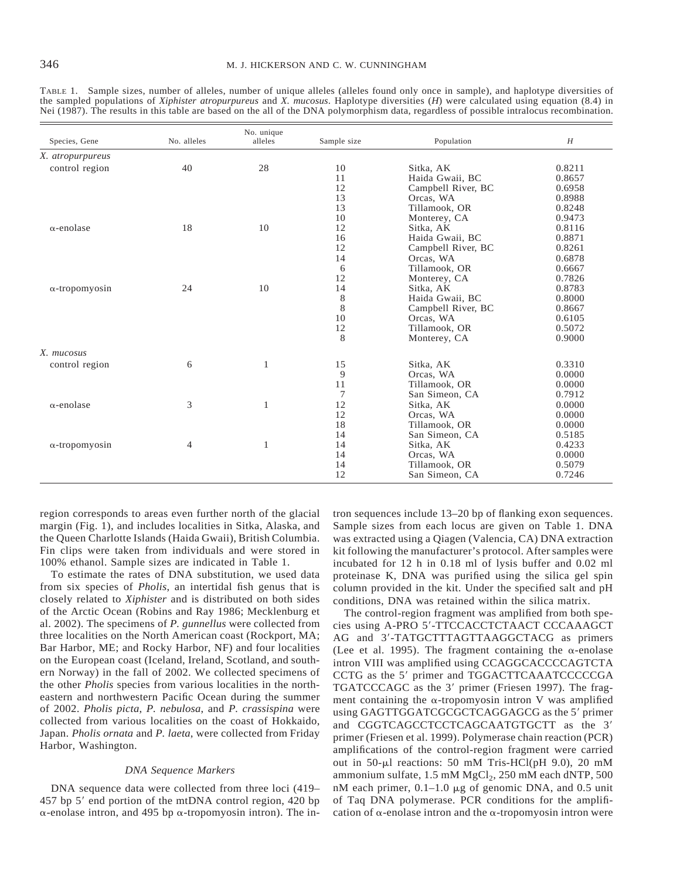TABLE 1. Sample sizes, number of alleles, number of unique alleles (alleles found only once in sample), and haplotype diversities of the sampled populations of *Xiphister atropurpureus* and *X. mucosus*. Haplotype diversities ($H$) were calculated using equation (8.4) in Nei (1987). The results in this table are based on the all of the DNA polymorphism data, regardless of possible intralocus recombination.

| Species, Gene | No. alleles | No. unique alleles | Sample size | Population | $H$ |
|---|---|---|---|---|---|
| *X. atropurpureus* | | | | | |
| control region | 40 | 28 | 10 | Sitka, AK | 0.8211 |
| | | | 11 | Haida Gwaii, BC | 0.8657 |
| | | | 12 | Campbell River, BC | 0.6958 |
| | | | 13 | Orcas, WA | 0.8988 |
| | | | 13 | Tillamook, OR | 0.8248 |
| | | | 10 | Monterey, CA | 0.9473 |
| α-enolase | 18 | 10 | 12 | Sitka, AK | 0.8116 |
| | | | 16 | Haida Gwaii, BC | 0.8871 |
| | | | 12 | Campbell River, BC | 0.8261 |
| | | | 14 | Orcas, WA | 0.6878 |
| | | | 6 | Tillamook, OR | 0.6667 |
| | | | 12 | Monterey, CA | 0.7826 |
| α-tropomyosin | 24 | 10 | 14 | Sitka, AK | 0.8783 |
| | | | 8 | Haida Gwaii, BC | 0.8000 |
| | | | 8 | Campbell River, BC | 0.8667 |
| | | | 10 | Orcas, WA | 0.6105 |
| | | | 12 | Tillamook, OR | 0.5072 |
| | | | 8 | Monterey, CA | 0.9000 |
| *X. mucosus* | | | | | |
| control region | 6 | 1 | 15 | Sitka, AK | 0.3310 |
| | | | 9 | Orcas, WA | 0.0000 |
| | | | 11 | Tillamook, OR | 0.0000 |
| | | | 7 | San Simeon, CA | 0.7912 |
| α-enolase | 3 | 1 | 12 | Sitka, AK | 0.0000 |
| | | | 12 | Orcas, WA | 0.0000 |
| | | | 18 | Tillamook, OR | 0.0000 |
| | | | 14 | San Simeon, CA | 0.5185 |
| α-tropomyosin | 4 | 1 | 14 | Sitka, AK | 0.4233 |
| | | | 14 | Orcas, WA | 0.0000 |
| | | | 14 | Tillamook, OR | 0.5079 |
| | | | 12 | San Simeon, CA | 0.7246 |

region corresponds to areas even further north of the glacial margin (Fig. 1), and includes localities in Sitka, Alaska, and the Queen Charlotte Islands (Haida Gwaii), British Columbia. Fin clips were taken from individuals and were stored in 100% ethanol. Sample sizes are indicated in Table 1.

To estimate the rates of DNA substitution, we used data from six species of *Pholis*, an intertidal fish genus that is closely related to *Xiphister* and is distributed on both sides of the Arctic Ocean (Robins and Ray 1986; Mecklenburg et al. 2002). The specimens of *P. gunnellus* were collected from three localities on the North American coast (Rockport, MA; Bar Harbor, ME; and Rocky Harbor, NF) and four localities on the European coast (Iceland, Ireland, Scotland, and southern Norway) in the fall of 2002. We collected specimens of the other *Pholis* species from various localities in the northeastern and northwestern Pacific Ocean during the summer of 2002. *Pholis picta*, *P. nebulosa*, and *P. crassispina* were collected from various localities on the coast of Hokkaido, Japan. *Pholis ornata* and *P. laeta*, were collected from Friday Harbor, Washington.

### *DNA Sequence Markers*

DNA sequence data were collected from three loci (419–457 bp 5′ end portion of the mtDNA control region, 420 bp α-enolase intron, and 495 bp α-tropomyosin intron). The intron sequences include 13–20 bp of flanking exon sequences. Sample sizes from each locus are given on Table 1. DNA was extracted using a Qiagen (Valencia, CA) DNA extraction kit following the manufacturer's protocol. After samples were incubated for 12 h in 0.18 ml of lysis buffer and 0.02 ml proteinase K, DNA was purified using the silica gel spin column provided in the kit. Under the specified salt and pH conditions, DNA was retained within the silica matrix.

The control-region fragment was amplified from both species using A-PRO 5′-TTCCACCTCTAACT CCCAAAGCT AG and 3′-TATGCTTTAGTTAAGGCTACG as primers (Lee et al. 1995). The fragment containing the α-enolase intron VIII was amplified using CCAGGCACCCCAGTCTA CCTG as the 5′ primer and TGGACTTCAAATCCCCCGA TGATCCCAGC as the 3′ primer (Friesen 1997). The fragment containing the α-tropomyosin intron V was amplified using GAGTTGGATCGCGCTCAGGAGCG as the 5′ primer and CGGTCAGCCTCCTCAGCAATGTGCTT as the 3′ primer (Friesen et al. 1999). Polymerase chain reaction (PCR) amplifications of the control-region fragment were carried out in 50-μl reactions: 50 mM Tris-HCl(pH 9.0), 20 mM ammonium sulfate, 1.5 mM $MgCl_2$, 250 mM each dNTP, 500 nM each primer, 0.1–1.0 μg of genomic DNA, and 0.5 unit of Taq DNA polymerase. PCR conditions for the amplification of α-enolase intron and the α-tropomyosin intron were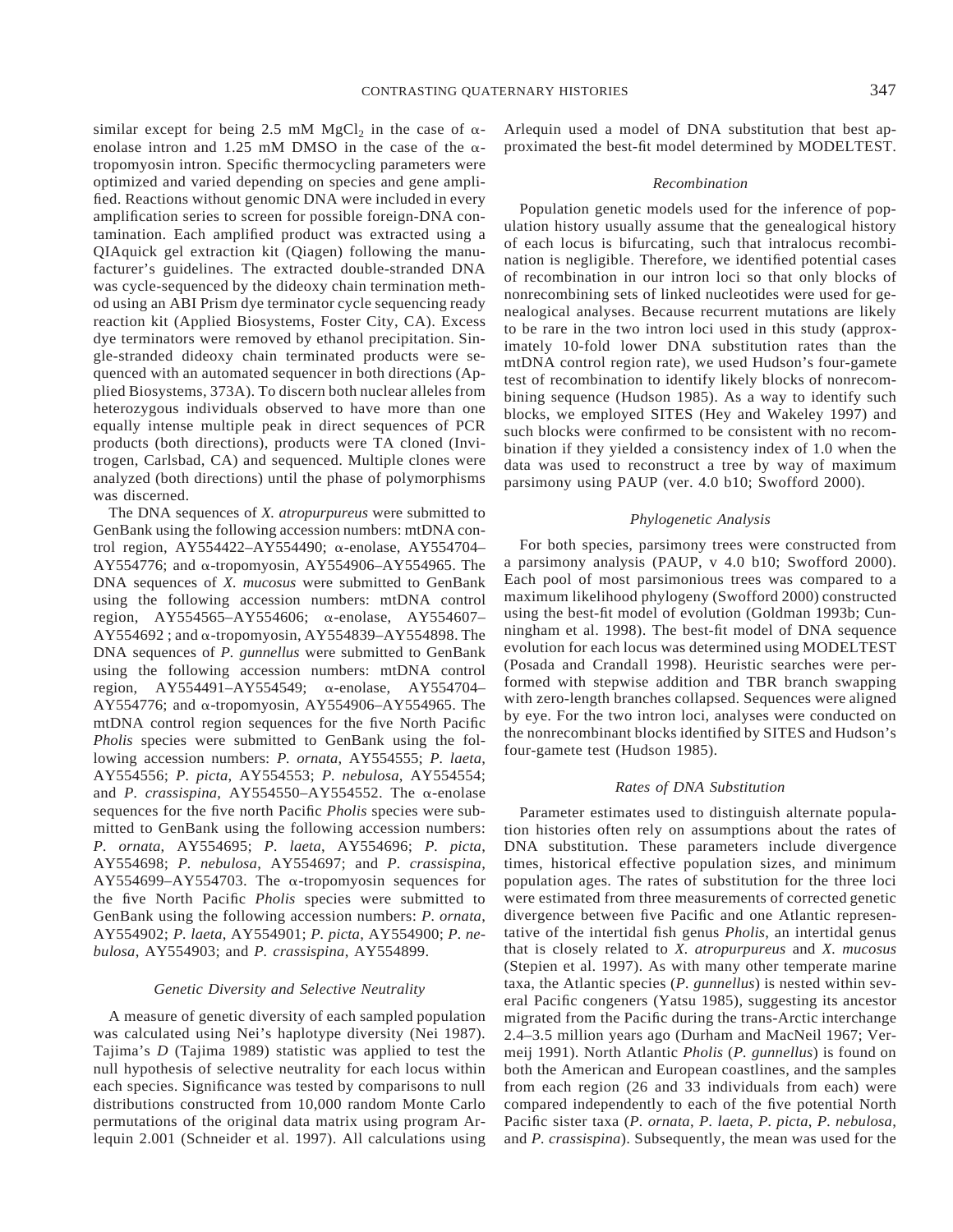similar except for being 2.5 mM $MgCl_2$ in the case of α-enolase intron and 1.25 mM DMSO in the case of the α-tropomyosin intron. Specific thermocycling parameters were optimized and varied depending on species and gene amplified. Reactions without genomic DNA were included in every amplification series to screen for possible foreign-DNA contamination. Each amplified product was extracted using a QIAquick gel extraction kit (Qiagen) following the manufacturer's guidelines. The extracted double-stranded DNA was cycle-sequenced by the dideoxy chain termination method using an ABI Prism dye terminator cycle sequencing ready reaction kit (Applied Biosystems, Foster City, CA). Excess dye terminators were removed by ethanol precipitation. Single-stranded dideoxy chain terminated products were sequenced with an automated sequencer in both directions (Applied Biosystems, 373A). To discern both nuclear alleles from heterozygous individuals observed to have more than one equally intense multiple peak in direct sequences of PCR products (both directions), products were TA cloned (Invitrogen, Carlsbad, CA) and sequenced. Multiple clones were analyzed (both directions) until the phase of polymorphisms was discerned.

The DNA sequences of *X. atropurpureus* were submitted to GenBank using the following accession numbers: mtDNA control region, AY554422–AY554490; α-enolase, AY554704–AY554776; and α-tropomyosin, AY554906–AY554965. The DNA sequences of *X. mucosus* were submitted to GenBank using the following accession numbers: mtDNA control region, AY554565–AY554606; α-enolase, AY554607–AY554692 ; and α-tropomyosin, AY554839–AY554898. The DNA sequences of *P. gunnellus* were submitted to GenBank using the following accession numbers: mtDNA control region, AY554491–AY554549; α-enolase, AY554704–AY554776; and α-tropomyosin, AY554906–AY554965. The mtDNA control region sequences for the five North Pacific *Pholis* species were submitted to GenBank using the following accession numbers: *P. ornata*, AY554555; *P. laeta*, AY554556; *P. picta*, AY554553; *P. nebulosa*, AY554554; and *P. crassispina*, AY554550–AY554552. The α-enolase sequences for the five north Pacific *Pholis* species were submitted to GenBank using the following accession numbers: *P. ornata*, AY554695; *P. laeta*, AY554696; *P. picta*, AY554698; *P. nebulosa*, AY554697; and *P. crassispina*, AY554699–AY554703. The α-tropomyosin sequences for the five North Pacific *Pholis* species were submitted to GenBank using the following accession numbers: *P. ornata*, AY554902; *P. laeta*, AY554901; *P. picta*, AY554900; *P. nebulosa*, AY554903; and *P. crassispina*, AY554899.

### *Genetic Diversity and Selective Neutrality*

A measure of genetic diversity of each sampled population was calculated using Nei's haplotype diversity (Nei 1987). Tajima's *D* (Tajima 1989) statistic was applied to test the null hypothesis of selective neutrality for each locus within each species. Significance was tested by comparisons to null distributions constructed from 10,000 random Monte Carlo permutations of the original data matrix using program Arlequin 2.001 (Schneider et al. 1997). All calculations using Arlequin used a model of DNA substitution that best approximated the best-fit model determined by MODELTEST.

### *Recombination*

Population genetic models used for the inference of population history usually assume that the genealogical history of each locus is bifurcating, such that intralocus recombination is negligible. Therefore, we identified potential cases of recombination in our intron loci so that only blocks of nonrecombining sets of linked nucleotides were used for genealogical analyses. Because recurrent mutations are likely to be rare in the two intron loci used in this study (approximately 10-fold lower DNA substitution rates than the mtDNA control region rate), we used Hudson's four-gamete test of recombination to identify likely blocks of nonrecombining sequence (Hudson 1985). As a way to identify such blocks, we employed SITES (Hey and Wakeley 1997) and such blocks were confirmed to be consistent with no recombination if they yielded a consistency index of 1.0 when the data was used to reconstruct a tree by way of maximum parsimony using PAUP (ver. 4.0 b10; Swofford 2000).

### *Phylogenetic Analysis*

For both species, parsimony trees were constructed from a parsimony analysis (PAUP, v 4.0 b10; Swofford 2000). Each pool of most parsimonious trees was compared to a maximum likelihood phylogeny (Swofford 2000) constructed using the best-fit model of evolution (Goldman 1993b; Cunningham et al. 1998). The best-fit model of DNA sequence evolution for each locus was determined using MODELTEST (Posada and Crandall 1998). Heuristic searches were performed with stepwise addition and TBR branch swapping with zero-length branches collapsed. Sequences were aligned by eye. For the two intron loci, analyses were conducted on the nonrecombinant blocks identified by SITES and Hudson's four-gamete test (Hudson 1985).

### *Rates of DNA Substitution*

Parameter estimates used to distinguish alternate population histories often rely on assumptions about the rates of DNA substitution. These parameters include divergence times, historical effective population sizes, and minimum population ages. The rates of substitution for the three loci were estimated from three measurements of corrected genetic divergence between five Pacific and one Atlantic representative of the intertidal fish genus *Pholis*, an intertidal genus that is closely related to *X. atropurpureus* and *X. mucosus* (Stepien et al. 1997). As with many other temperate marine taxa, the Atlantic species (*P. gunnellus*) is nested within several Pacific congeners (Yatsu 1985), suggesting its ancestor migrated from the Pacific during the trans-Arctic interchange 2.4–3.5 million years ago (Durham and MacNeil 1967; Vermeij 1991). North Atlantic *Pholis* (*P. gunnellus*) is found on both the American and European coastlines, and the samples from each region (26 and 33 individuals from each) were compared independently to each of the five potential North Pacific sister taxa (*P. ornata*, *P. laeta*, *P. picta*, *P. nebulosa*, and *P. crassispina*). Subsequently, the mean was used for the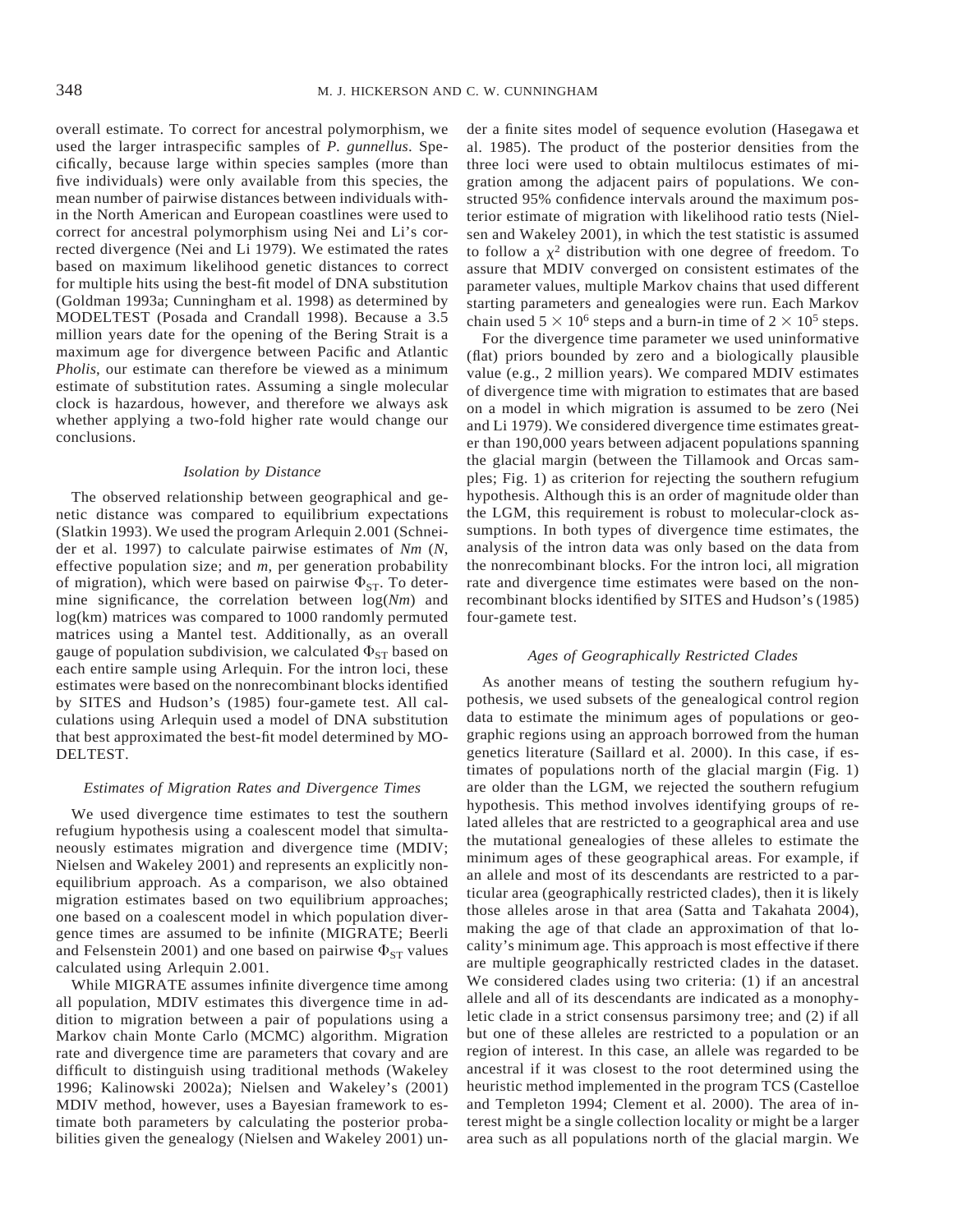overall estimate. To correct for ancestral polymorphism, we used the larger intraspecific samples of *P. gunnellus*. Specifically, because large within species samples (more than five individuals) were only available from this species, the mean number of pairwise distances between individuals within the North American and European coastlines were used to correct for ancestral polymorphism using Nei and Li's corrected divergence (Nei and Li 1979). We estimated the rates based on maximum likelihood genetic distances to correct for multiple hits using the best-fit model of DNA substitution (Goldman 1993a; Cunningham et al. 1998) as determined by MODELTEST (Posada and Crandall 1998). Because a 3.5 million years date for the opening of the Bering Strait is a maximum age for divergence between Pacific and Atlantic *Pholis*, our estimate can therefore be viewed as a minimum estimate of substitution rates. Assuming a single molecular clock is hazardous, however, and therefore we always ask whether applying a two-fold higher rate would change our conclusions.

### *Isolation by Distance*

The observed relationship between geographical and genetic distance was compared to equilibrium expectations (Slatkin 1993). We used the program Arlequin 2.001 (Schneider et al. 1997) to calculate pairwise estimates of *Nm* (*N*, effective population size; and *m*, per generation probability of migration), which were based on pairwise $\Phi_{ST}$. To determine significance, the correlation between log(*Nm*) and log(km) matrices was compared to 1000 randomly permuted matrices using a Mantel test. Additionally, as an overall gauge of population subdivision, we calculated $\Phi_{ST}$ based on each entire sample using Arlequin. For the intron loci, these estimates were based on the nonrecombinant blocks identified by SITES and Hudson's (1985) four-gamete test. All calculations using Arlequin used a model of DNA substitution that best approximated the best-fit model determined by MODELTEST.

### *Estimates of Migration Rates and Divergence Times*

We used divergence time estimates to test the southern refugium hypothesis using a coalescent model that simultaneously estimates migration and divergence time (MDIV; Nielsen and Wakeley 2001) and represents an explicitly nonequilibrium approach. As a comparison, we also obtained migration estimates based on two equilibrium approaches; one based on a coalescent model in which population divergence times are assumed to be infinite (MIGRATE; Beerli and Felsenstein 2001) and one based on pairwise $\Phi_{ST}$ values calculated using Arlequin 2.001.

While MIGRATE assumes infinite divergence time among all population, MDIV estimates this divergence time in addition to migration between a pair of populations using a Markov chain Monte Carlo (MCMC) algorithm. Migration rate and divergence time are parameters that covary and are difficult to distinguish using traditional methods (Wakeley 1996; Kalinowski 2002a); Nielsen and Wakeley's (2001) MDIV method, however, uses a Bayesian framework to estimate both parameters by calculating the posterior probabilities given the genealogy (Nielsen and Wakeley 2001) under a finite sites model of sequence evolution (Hasegawa et al. 1985). The product of the posterior densities from the three loci were used to obtain multilocus estimates of migration among the adjacent pairs of populations. We constructed 95% confidence intervals around the maximum posterior estimate of migration with likelihood ratio tests (Nielsen and Wakeley 2001), in which the test statistic is assumed to follow a $\chi^2$ distribution with one degree of freedom. To assure that MDIV converged on consistent estimates of the parameter values, multiple Markov chains that used different starting parameters and genealogies were run. Each Markov chain used $5 \times 10^6$ steps and a burn-in time of $2 \times 10^5$ steps.

For the divergence time parameter we used uninformative (flat) priors bounded by zero and a biologically plausible value (e.g., 2 million years). We compared MDIV estimates of divergence time with migration to estimates that are based on a model in which migration is assumed to be zero (Nei and Li 1979). We considered divergence time estimates greater than 190,000 years between adjacent populations spanning the glacial margin (between the Tillamook and Orcas samples; Fig. 1) as criterion for rejecting the southern refugium hypothesis. Although this is an order of magnitude older than the LGM, this requirement is robust to molecular-clock assumptions. In both types of divergence time estimates, the analysis of the intron data was only based on the data from the nonrecombinant blocks. For the intron loci, all migration rate and divergence time estimates were based on the nonrecombinant blocks identified by SITES and Hudson's (1985) four-gamete test.

### *Ages of Geographically Restricted Clades*

As another means of testing the southern refugium hypothesis, we used subsets of the genealogical control region data to estimate the minimum ages of populations or geographic regions using an approach borrowed from the human genetics literature (Saillard et al. 2000). In this case, if estimates of populations north of the glacial margin (Fig. 1) are older than the LGM, we rejected the southern refugium hypothesis. This method involves identifying groups of related alleles that are restricted to a geographical area and use the mutational genealogies of these alleles to estimate the minimum ages of these geographical areas. For example, if an allele and most of its descendants are restricted to a particular area (geographically restricted clades), then it is likely those alleles arose in that area (Satta and Takahata 2004), making the age of that clade an approximation of that locality's minimum age. This approach is most effective if there are multiple geographically restricted clades in the dataset. We considered clades using two criteria: (1) if an ancestral allele and all of its descendants are indicated as a monophyletic clade in a strict consensus parsimony tree; and (2) if all but one of these alleles are restricted to a population or an region of interest. In this case, an allele was regarded to be ancestral if it was closest to the root determined using the heuristic method implemented in the program TCS (Castelloe and Templeton 1994; Clement et al. 2000). The area of interest might be a single collection locality or might be a larger area such as all populations north of the glacial margin. We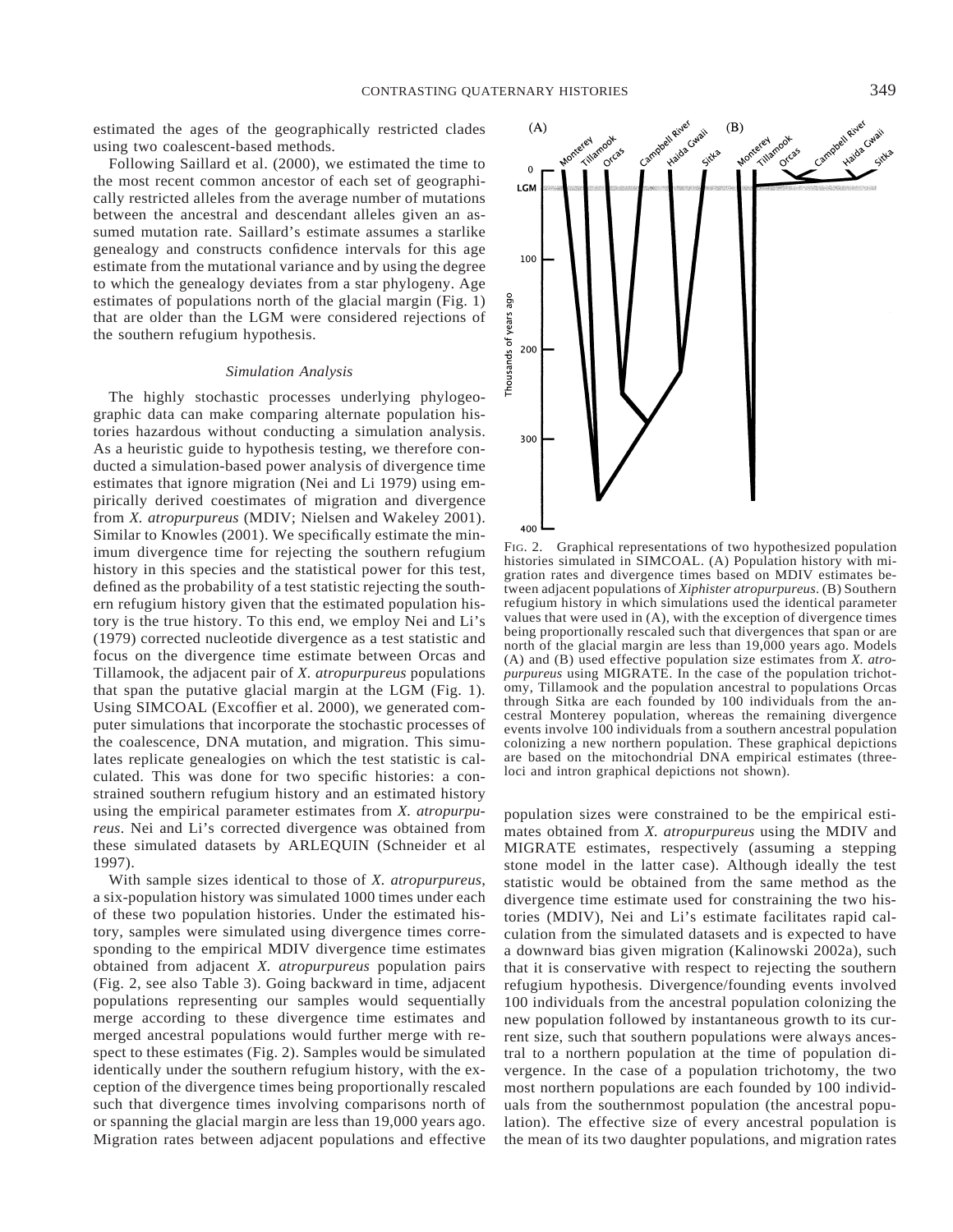estimated the ages of the geographically restricted clades using two coalescent-based methods.

Following Saillard et al. (2000), we estimated the time to the most recent common ancestor of each set of geographically restricted alleles from the average number of mutations between the ancestral and descendant alleles given an assumed mutation rate. Saillard's estimate assumes a starlike genealogy and constructs confidence intervals for this age estimate from the mutational variance and by using the degree to which the genealogy deviates from a star phylogeny. Age estimates of populations north of the glacial margin (Fig. 1) that are older than the LGM were considered rejections of the southern refugium hypothesis.

### *Simulation Analysis*

The highly stochastic processes underlying phylogeographic data can make comparing alternate population histories hazardous without conducting a simulation analysis. As a heuristic guide to hypothesis testing, we therefore conducted a simulation-based power analysis of divergence time estimates that ignore migration (Nei and Li 1979) using empirically derived coestimates of migration and divergence from *X. atropurpureus* (MDIV; Nielsen and Wakeley 2001). Similar to Knowles (2001). We specifically estimate the minimum divergence time for rejecting the southern refugium history in this species and the statistical power for this test, defined as the probability of a test statistic rejecting the southern refugium history given that the estimated population history is the true history. To this end, we employ Nei and Li's (1979) corrected nucleotide divergence as a test statistic and focus on the divergence time estimate between Orcas and Tillamook, the adjacent pair of *X. atropurpureus* populations that span the putative glacial margin at the LGM (Fig. 1). Using SIMCOAL (Excoffier et al. 2000), we generated computer simulations that incorporate the stochastic processes of the coalescence, DNA mutation, and migration. This simulates replicate genealogies on which the test statistic is calculated. This was done for two specific histories: a constrained southern refugium history and an estimated history using the empirical parameter estimates from *X. atropurpureus*. Nei and Li's corrected divergence was obtained from these simulated datasets by ARLEQUIN (Schneider et al 1997).

With sample sizes identical to those of *X. atropurpureus*, a six-population history was simulated 1000 times under each of these two population histories. Under the estimated history, samples were simulated using divergence times corresponding to the empirical MDIV divergence time estimates obtained from adjacent *X. atropurpureus* population pairs (Fig. 2, see also Table 3). Going backward in time, adjacent populations representing our samples would sequentially merge according to these divergence time estimates and merged ancestral populations would further merge with respect to these estimates (Fig. 2). Samples would be simulated identically under the southern refugium history, with the exception of the divergence times being proportionally rescaled such that divergence times involving comparisons north of or spanning the glacial margin are less than 19,000 years ago. Migration rates between adjacent populations and effective population sizes were constrained to be the empirical estimates obtained from *X. atropurpureus* using the MDIV and MIGRATE estimates, respectively (assuming a stepping stone model in the latter case). Although ideally the test statistic would be obtained from the same method as the divergence time estimate used for constraining the two histories (MDIV), Nei and Li's estimate facilitates rapid calculation from the simulated datasets and is expected to have a downward bias given migration (Kalinowski 2002a), such that it is conservative with respect to rejecting the southern refugium hypothesis. Divergence/founding events involved 100 individuals from the ancestral population colonizing the new population followed by instantaneous growth to its current size, such that southern populations were always ancestral to a northern population at the time of population divergence. In the case of a population trichotomy, the two most northern populations are each founded by 100 individuals from the southernmost population (the ancestral population). The effective size of every ancestral population is the mean of its two daughter populations, and migration rates

FIG. 2. Graphical representations of two hypothesized population histories simulated in SIMCOAL. (A) Population history with migration rates and divergence times based on MDIV estimates between adjacent populations of *Xiphister atropurpureus*. (B) Southern refugium history in which simulations used the identical parameter values that were used in (A), with the exception of divergence times being proportionally rescaled such that divergences that span or are north of the glacial margin are less than 19,000 years ago. Models (A) and (B) used effective population size estimates from *X. atropurpureus* using MIGRATE. In the case of the population trichotomy, Tillamook and the population ancestral to populations Orcas through Sitka are each founded by 100 individuals from the ancestral Monterey population, whereas the remaining divergence events involve 100 individuals from a southern ancestral population colonizing a new northern population. These graphical depictions are based on the mitochondrial DNA empirical estimates (three-loci and intron graphical depictions not shown).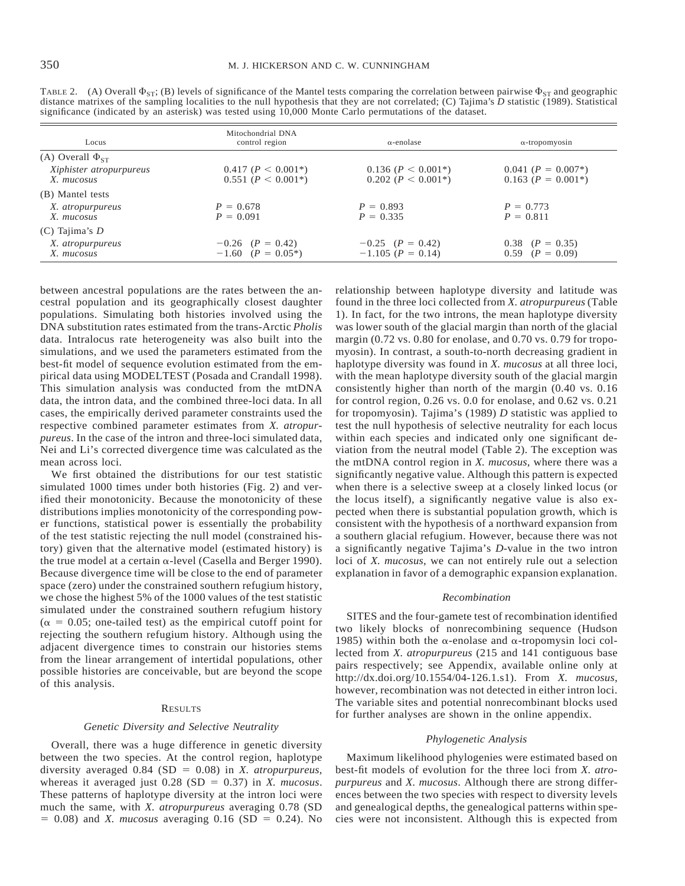TABLE 2. (A) Overall $\Phi_{ST}$; (B) levels of significance of the Mantel tests comparing the correlation between pairwise $\Phi_{ST}$ and geographic distance matrixes of the sampling localities to the null hypothesis that they are not correlated; (C) Tajima's $D$ statistic (1989). Statistical significance (indicated by an asterisk) was tested using 10,000 Monte Carlo permutations of the dataset.

| Locus | Mitochondrial DNA control region | α-enolase | α-tropomyosin |
|---|---|---|---|
| (A) Overall $\Phi_{ST}$ | | | |
| *Xiphister atropurpureus* | 0.417 ($P < 0.001$*) | 0.136 ($P < 0.001$*) | 0.041 ($P = 0.007$*) |
| *X. mucosus* | 0.551 ($P < 0.001$*) | 0.202 ($P < 0.001$*) | 0.163 ($P = 0.001$*) |
| (B) Mantel tests | | | |
| *X. atropurpureus* | $P = 0.678$ | $P = 0.893$ | $P = 0.773$ |
| *X. mucosus* | $P = 0.091$ | $P = 0.335$ | $P = 0.811$ |
| (C) Tajima's $D$ | | | |
| *X. atropurpureus* | −0.26 ($P = 0.42$) | −0.25 ($P = 0.42$) | 0.38 ($P = 0.35$) |
| *X. mucosus* | −1.60 ($P = 0.05$*) | −1.105 ($P = 0.14$) | 0.59 ($P = 0.09$) |

between ancestral populations are the rates between the ancestral population and its geographically closest daughter populations. Simulating both histories involved using the DNA substitution rates estimated from the trans-Arctic *Pholis* data. Intralocus rate heterogeneity was also built into the simulations, and we used the parameters estimated from the best-fit model of sequence evolution estimated from the empirical data using MODELTEST (Posada and Crandall 1998). This simulation analysis was conducted from the mtDNA data, the intron data, and the combined three-loci data. In all cases, the empirically derived parameter constraints used the respective combined parameter estimates from *X. atropurpureus*. In the case of the intron and three-loci simulated data, Nei and Li's corrected divergence time was calculated as the mean across loci.

We first obtained the distributions for our test statistic simulated 1000 times under both histories (Fig. 2) and verified their monotonicity. Because the monotonicity of these distributions implies monotonicity of the corresponding power functions, statistical power is essentially the probability of the test statistic rejecting the null model (constrained history) given that the alternative model (estimated history) is the true model at a certain α-level (Casella and Berger 1990). Because divergence time will be close to the end of parameter space (zero) under the constrained southern refugium history, we chose the highest 5% of the 1000 values of the test statistic simulated under the constrained southern refugium history ($\alpha = 0.05$; one-tailed test) as the empirical cutoff point for rejecting the southern refugium history. Although using the adjacent divergence times to constrain our histories stems from the linear arrangement of intertidal populations, other possible histories are conceivable, but are beyond the scope of this analysis.

## RESULTS

### *Genetic Diversity and Selective Neutrality*

Overall, there was a huge difference in genetic diversity between the two species. At the control region, haplotype diversity averaged 0.84 (SD = 0.08) in *X. atropurpureus*, whereas it averaged just 0.28 (SD = 0.37) in *X. mucosus*. These patterns of haplotype diversity at the intron loci were much the same, with *X. atropurpureus* averaging 0.78 (SD = 0.08) and *X. mucosus* averaging 0.16 (SD = 0.24). No relationship between haplotype diversity and latitude was found in the three loci collected from *X. atropurpureus* (Table 1). In fact, for the two introns, the mean haplotype diversity was lower south of the glacial margin than north of the glacial margin (0.72 vs. 0.80 for enolase, and 0.70 vs. 0.79 for tropomyosin). In contrast, a south-to-north decreasing gradient in haplotype diversity was found in *X. mucosus* at all three loci, with the mean haplotype diversity south of the glacial margin consistently higher than north of the margin (0.40 vs. 0.16 for control region, 0.26 vs. 0.0 for enolase, and 0.62 vs. 0.21 for tropomyosin). Tajima's (1989) $D$ statistic was applied to test the null hypothesis of selective neutrality for each locus within each species and indicated only one significant deviation from the neutral model (Table 2). The exception was the mtDNA control region in *X. mucosus*, where there was a significantly negative value. Although this pattern is expected when there is a selective sweep at a closely linked locus (or the locus itself), a significantly negative value is also expected when there is substantial population growth, which is consistent with the hypothesis of a northward expansion from a southern glacial refugium. However, because there was not a significantly negative Tajima's $D$-value in the two intron loci of *X. mucosus*, we can not entirely rule out a selection explanation in favor of a demographic expansion explanation.

### *Recombination*

SITES and the four-gamete test of recombination identified two likely blocks of nonrecombining sequence (Hudson 1985) within both the α-enolase and α-tropomysin loci collected from *X. atropurpureus* (215 and 141 contiguous base pairs respectively; see Appendix, available online only at http://dx.doi.org/10.1554/04-126.1.s1). From *X. mucosus*, however, recombination was not detected in either intron loci. The variable sites and potential nonrecombinant blocks used for further analyses are shown in the online appendix.

### *Phylogenetic Analysis*

Maximum likelihood phylogenies were estimated based on best-fit models of evolution for the three loci from *X. atropurpureus* and *X. mucosus*. Although there are strong differences between the two species with respect to diversity levels and genealogical depths, the genealogical patterns within species were not inconsistent. Although this is expected from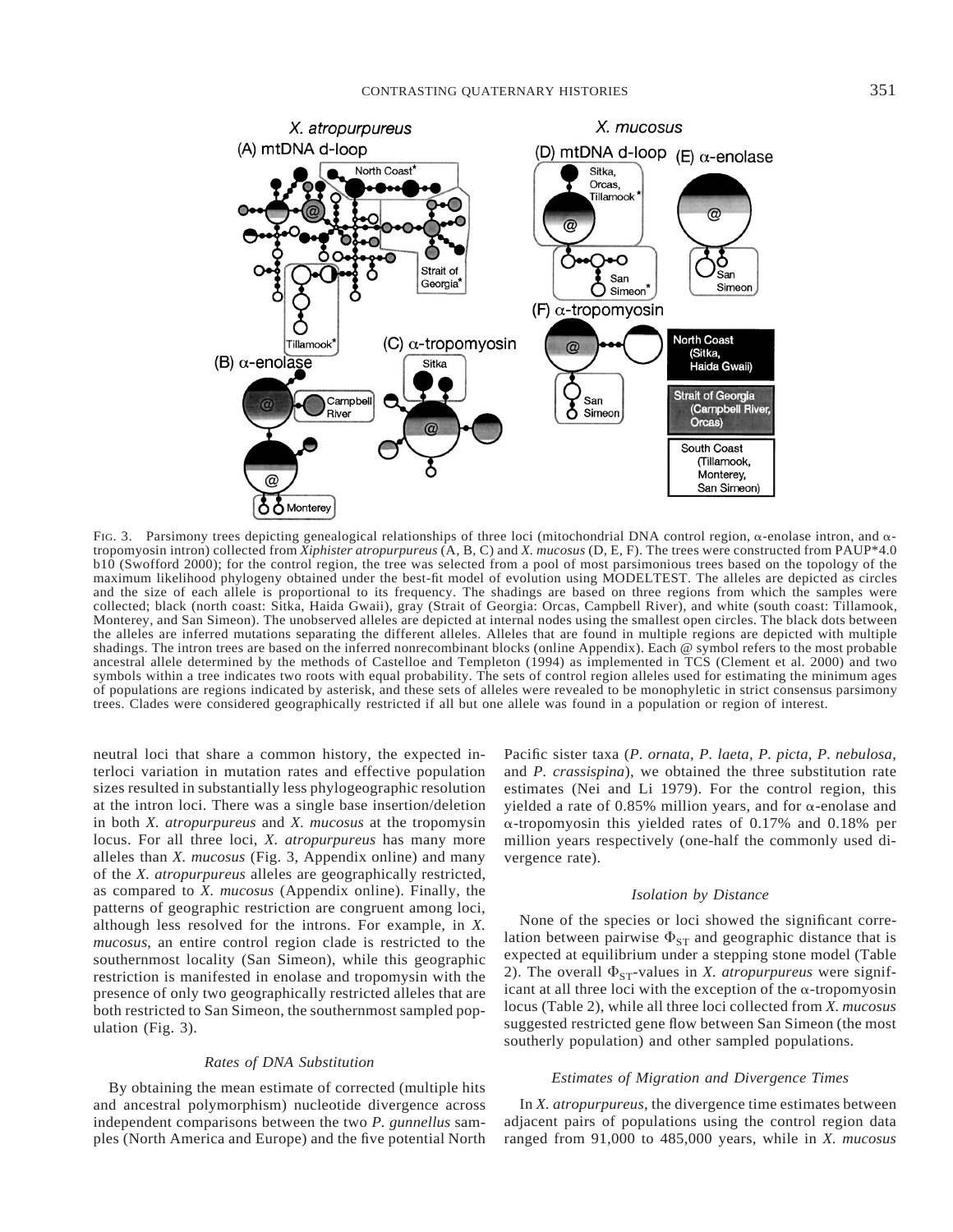FIG. 3. Parsimony trees depicting genealogical relationships of three loci (mitochondrial DNA control region, α-enolase intron, and α-tropomyosin intron) collected from *Xiphister atropurpureus* (A, B, C) and *X. mucosus* (D, E, F). The trees were constructed from PAUP*4.0 b10 (Swofford 2000); for the control region, the tree was selected from a pool of most parsimonious trees based on the topology of the maximum likelihood phylogeny obtained under the best-fit model of evolution using MODELTEST. The alleles are depicted as circles and the size of each allele is proportional to its frequency. The shadings are based on three regions from which the samples were collected; black (north coast: Sitka, Haida Gwaii), gray (Strait of Georgia: Orcas, Campbell River), and white (south coast: Tillamook, Monterey, and San Simeon). The unobserved alleles are depicted at internal nodes using the smallest open circles. The black dots between the alleles are inferred mutations separating the different alleles. Alleles that are found in multiple regions are depicted with multiple shadings. The intron trees are based on the inferred nonrecombinant blocks (online Appendix). Each @ symbol refers to the most probable ancestral allele determined by the methods of Castelloe and Templeton (1994) as implemented in TCS (Clement et al. 2000) and two symbols within a tree indicates two roots with equal probability. The sets of control region alleles used for estimating the minimum ages of populations are regions indicated by asterisk, and these sets of alleles were revealed to be monophyletic in strict consensus parsimony trees. Clades were considered geographically restricted if all but one allele was found in a population or region of interest.

neutral loci that share a common history, the expected interloci variation in mutation rates and effective population sizes resulted in substantially less phylogeographic resolution at the intron loci. There was a single base insertion/deletion in both *X. atropurpureus* and *X. mucosus* at the tropomysin locus. For all three loci, *X. atropurpureus* has many more alleles than *X. mucosus* (Fig. 3, Appendix online) and many of the *X. atropurpureus* alleles are geographically restricted, as compared to *X. mucosus* (Appendix online). Finally, the patterns of geographic restriction are congruent among loci, although less resolved for the introns. For example, in *X. mucosus*, an entire control region clade is restricted to the southernmost locality (San Simeon), while this geographic restriction is manifested in enolase and tropomysin with the presence of only two geographically restricted alleles that are both restricted to San Simeon, the southernmost sampled population (Fig. 3).

### *Rates of DNA Substitution*

By obtaining the mean estimate of corrected (multiple hits and ancestral polymorphism) nucleotide divergence across independent comparisons between the two *P. gunnellus* samples (North America and Europe) and the five potential North Pacific sister taxa (*P. ornata*, *P. laeta*, *P. picta*, *P. nebulosa*, and *P. crassispina*), we obtained the three substitution rate estimates (Nei and Li 1979). For the control region, this yielded a rate of 0.85% million years, and for α-enolase and α-tropomyosin this yielded rates of 0.17% and 0.18% per million years respectively (one-half the commonly used divergence rate).

### *Isolation by Distance*

None of the species or loci showed the significant correlation between pairwise $\Phi_{ST}$ and geographic distance that is expected at equilibrium under a stepping stone model (Table 2). The overall $\Phi_{ST}$-values in *X. atropurpureus* were significant at all three loci with the exception of the α-tropomyosin locus (Table 2), while all three loci collected from *X. mucosus* suggested restricted gene flow between San Simeon (the most southerly population) and other sampled populations.

### *Estimates of Migration and Divergence Times*

In *X. atropurpureus*, the divergence time estimates between adjacent pairs of populations using the control region data ranged from 91,000 to 485,000 years, while in *X. mucosus*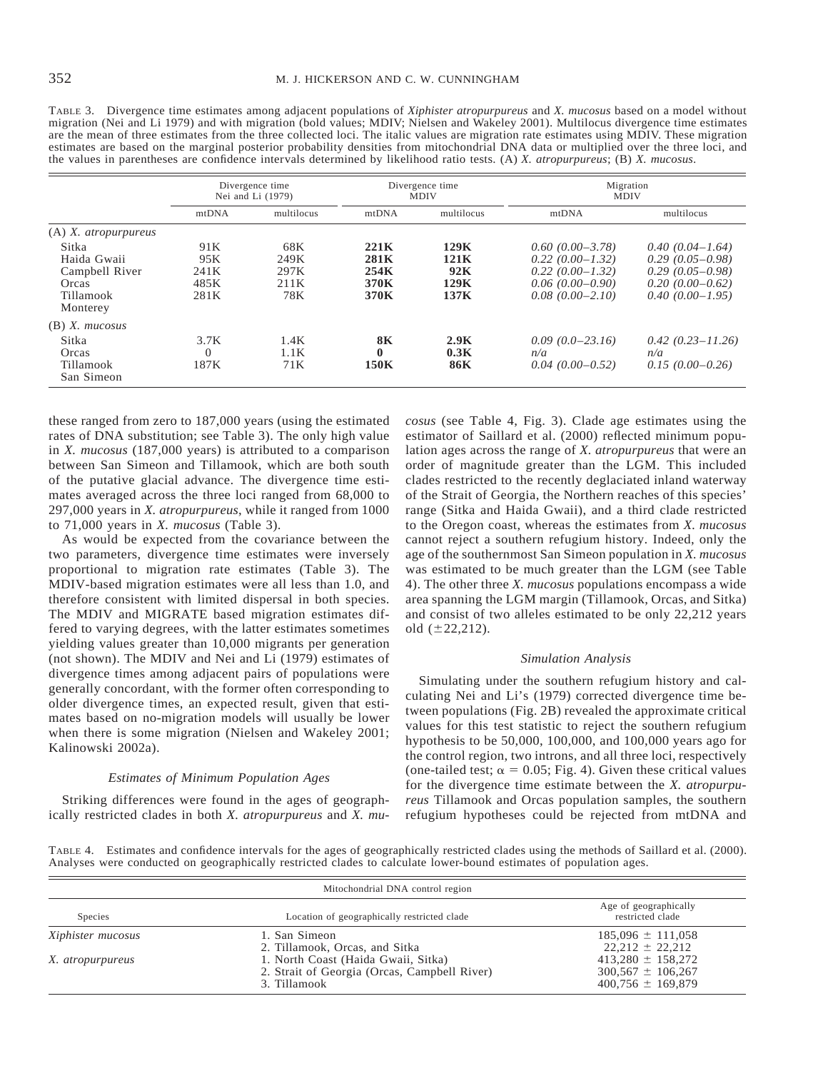TABLE 3. Divergence time estimates among adjacent populations of *Xiphister atropurpureus* and *X. mucosus* based on a model without migration (Nei and Li 1979) and with migration (bold values; MDIV; Nielsen and Wakeley 2001). Multilocus divergence time estimates are the mean of three estimates from the three collected loci. The italic values are migration rate estimates using MDIV. These migration estimates are based on the marginal posterior probability densities from mitochondrial DNA data or multiplied over the three loci, and the values in parentheses are confidence intervals determined by likelihood ratio tests. (A) *X. atropurpureus*; (B) *X. mucosus*.

| | Divergence time Nei and Li (1979) | | Divergence time MDIV | | Migration MDIV | |
|---|---|---|---|---|---|---|
| | mtDNA | multilocus | mtDNA | multilocus | mtDNA | multilocus |
| (A) *X. atropurpureus* | | | | | | |
| Sitka | 91K | 68K | **221K** | **129K** | *0.60 (0.00–3.78)* | *0.40 (0.04–1.64)* |
| Haida Gwaii | 95K | 249K | **281K** | **121K** | *0.22 (0.00–1.32)* | *0.29 (0.05–0.98)* |
| Campbell River | 241K | 297K | **254K** | **92K** | *0.22 (0.00–1.32)* | *0.29 (0.05–0.98)* |
| Orcas | 485K | 211K | **370K** | **129K** | *0.06 (0.00–0.90)* | *0.20 (0.00–0.62)* |
| Tillamook | 281K | 78K | **370K** | **137K** | *0.08 (0.00–2.10)* | *0.40 (0.00–1.95)* |
| Monterey | | | | | | |
| (B) *X. mucosus* | | | | | | |
| Sitka | 3.7K | 1.4K | **8K** | **2.9K** | *0.09 (0.0–23.16)* | *0.42 (0.23–11.26)* |
| Orcas | 0 | 1.1K | **0** | **0.3K** | *n/a* | *n/a* |
| Tillamook | 187K | 71K | **150K** | **86K** | *0.04 (0.00–0.52)* | *0.15 (0.00–0.26)* |
| San Simeon | | | | | | |

these ranged from zero to 187,000 years (using the estimated rates of DNA substitution; see Table 3). The only high value in *X. mucosus* (187,000 years) is attributed to a comparison between San Simeon and Tillamook, which are both south of the putative glacial advance. The divergence time estimates averaged across the three loci ranged from 68,000 to 297,000 years in *X. atropurpureus*, while it ranged from 1000 to 71,000 years in *X. mucosus* (Table 3).

As would be expected from the covariance between the two parameters, divergence time estimates were inversely proportional to migration rate estimates (Table 3). The MDIV-based migration estimates were all less than 1.0, and therefore consistent with limited dispersal in both species. The MDIV and MIGRATE based migration estimates differed to varying degrees, with the latter estimates sometimes yielding values greater than 10,000 migrants per generation (not shown). The MDIV and Nei and Li (1979) estimates of divergence times among adjacent pairs of populations were generally concordant, with the former often corresponding to older divergence times, an expected result, given that estimates based on no-migration models will usually be lower when there is some migration (Nielsen and Wakeley 2001; Kalinowski 2002a).

### *Estimates of Minimum Population Ages*

Striking differences were found in the ages of geographically restricted clades in both *X. atropurpureus* and *X. mucosus* (see Table 4, Fig. 3). Clade age estimates using the estimator of Saillard et al. (2000) reflected minimum population ages across the range of *X. atropurpureus* that were an order of magnitude greater than the LGM. This included clades restricted to the recently deglaciated inland waterway of the Strait of Georgia, the Northern reaches of this species' range (Sitka and Haida Gwaii), and a third clade restricted to the Oregon coast, whereas the estimates from *X. mucosus* cannot reject a southern refugium history. Indeed, only the age of the southernmost San Simeon population in *X. mucosus* was estimated to be much greater than the LGM (see Table 4). The other three *X. mucosus* populations encompass a wide area spanning the LGM margin (Tillamook, Orcas, and Sitka) and consist of two alleles estimated to be only 22,212 years old ($\pm$22,212).

### *Simulation Analysis*

Simulating under the southern refugium history and calculating Nei and Li's (1979) corrected divergence time between populations (Fig. 2B) revealed the approximate critical values for this test statistic to reject the southern refugium hypothesis to be 50,000, 100,000, and 100,000 years ago for the control region, two introns, and all three loci, respectively (one-tailed test; $\alpha = 0.05$; Fig. 4). Given these critical values for the divergence time estimate between the *X. atropurpureus* Tillamook and Orcas population samples, the southern refugium hypotheses could be rejected from mtDNA and

TABLE 4. Estimates and confidence intervals for the ages of geographically restricted clades using the methods of Saillard et al. (2000). Analyses were conducted on geographically restricted clades to calculate lower-bound estimates of population ages.

| Mitochondrial DNA control region | | |
|---|---|---|
| Species | Location of geographically restricted clade | Age of geographically restricted clade |
| *Xiphister mucosus* | 1. San Simeon | 185,096 ± 111,058 |
| | 2. Tillamook, Orcas, and Sitka | 22,212 ± 22,212 |
| *X. atropurpureus* | 1. North Coast (Haida Gwaii, Sitka) | 413,280 ± 158,272 |
| | 2. Strait of Georgia (Orcas, Campbell River) | 300,567 ± 106,267 |
| | 3. Tillamook | 400,756 ± 169,879 |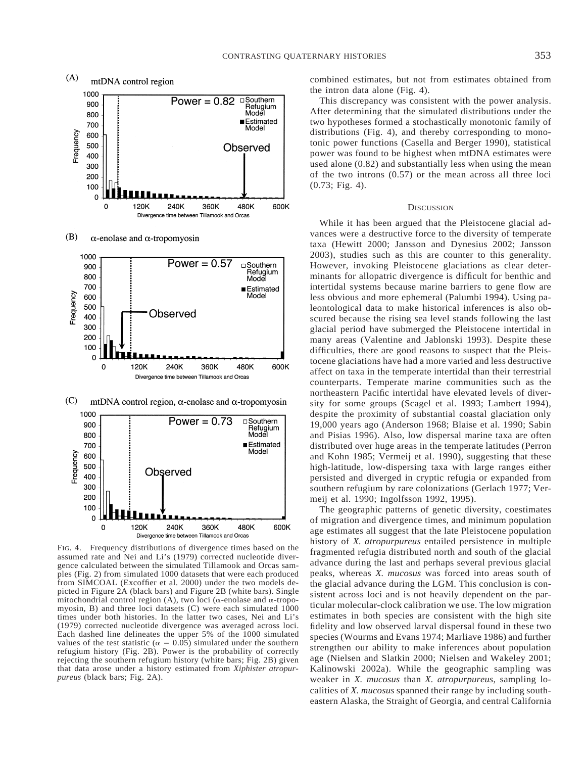Fig. 4. Frequency distributions of divergence times based on the assumed rate and Nei and Li's (1979) corrected nucleotide divergence calculated between the simulated Tillamook and Orcas samples (Fig. 2) from simulated 1000 datasets that were each produced from SIMCOAL (Excoffier et al. 2000) under the two models depicted in Figure 2A (black bars) and Figure 2B (white bars). Single mitochondrial control region (A), two loci ($\alpha$-enolase and $\alpha$-tropomyosin, B) and three loci datasets (C) were each simulated 1000 times under both histories. In the latter two cases, Nei and Li's (1979) corrected nucleotide divergence was averaged across loci. Each dashed line delineates the upper 5% of the 1000 simulated values of the test statistic ($\alpha = 0.05$) simulated under the southern refugium history (Fig. 2B). Power is the probability of correctly rejecting the southern refugium history (white bars; Fig. 2B) given that data arose under a history estimated from *Xiphister atropurpureus* (black bars; Fig. 2A).

combined estimates, but not from estimates obtained from the intron data alone (Fig. 4).

This discrepancy was consistent with the power analysis. After determining that the simulated distributions under the two hypotheses formed a stochastically monotonic family of distributions (Fig. 4), and thereby corresponding to monotonic power functions (Casella and Berger 1990), statistical power was found to be highest when mtDNA estimates were used alone (0.82) and substantially less when using the mean of the two introns (0.57) or the mean across all three loci (0.73; Fig. 4).

## Discussion

While it has been argued that the Pleistocene glacial advances were a destructive force to the diversity of temperate taxa (Hewitt 2000; Jansson and Dynesius 2002; Jansson 2003), studies such as this are counter to this generality. However, invoking Pleistocene glaciations as clear determinants for allopatric divergence is difficult for benthic and intertidal systems because marine barriers to gene flow are less obvious and more ephemeral (Palumbi 1994). Using paleontological data to make historical inferences is also obscured because the rising sea level stands following the last glacial period have submerged the Pleistocene intertidal in many areas (Valentine and Jablonski 1993). Despite these difficulties, there are good reasons to suspect that the Pleistocene glaciations have had a more varied and less destructive affect on taxa in the temperate intertidal than their terrestrial counterparts. Temperate marine communities such as the northeastern Pacific intertidal have elevated levels of diversity for some groups (Scagel et al. 1993; Lambert 1994), despite the proximity of substantial coastal glaciation only 19,000 years ago (Anderson 1968; Blaise et al. 1990; Sabin and Pisias 1996). Also, low dispersal marine taxa are often distributed over huge areas in the temperate latitudes (Perron and Kohn 1985; Vermeij et al. 1990), suggesting that these high-latitude, low-dispersing taxa with large ranges either persisted and diverged in cryptic refugia or expanded from southern refugium by rare colonizations (Gerlach 1977; Vermeij et al. 1990; Ingolfsson 1992, 1995).

The geographic patterns of genetic diversity, coestimates of migration and divergence times, and minimum population age estimates all suggest that the late Pleistocene population history of *X. atropurpureus* entailed persistence in multiple fragmented refugia distributed north and south of the glacial advance during the last and perhaps several previous glacial peaks, whereas *X. mucosus* was forced into areas south of the glacial advance during the LGM. This conclusion is consistent across loci and is not heavily dependent on the particular molecular-clock calibration we use. The low migration estimates in both species are consistent with the high site fidelity and low observed larval dispersal found in these two species (Wourms and Evans 1974; Marliave 1986) and further strengthen our ability to make inferences about population age (Nielsen and Slatkin 2000; Nielsen and Wakeley 2001; Kalinowski 2002a). While the geographic sampling was weaker in *X. mucosus* than *X. atropurpureus*, sampling localities of *X. mucosus* spanned their range by including southeastern Alaska, the Straight of Georgia, and central California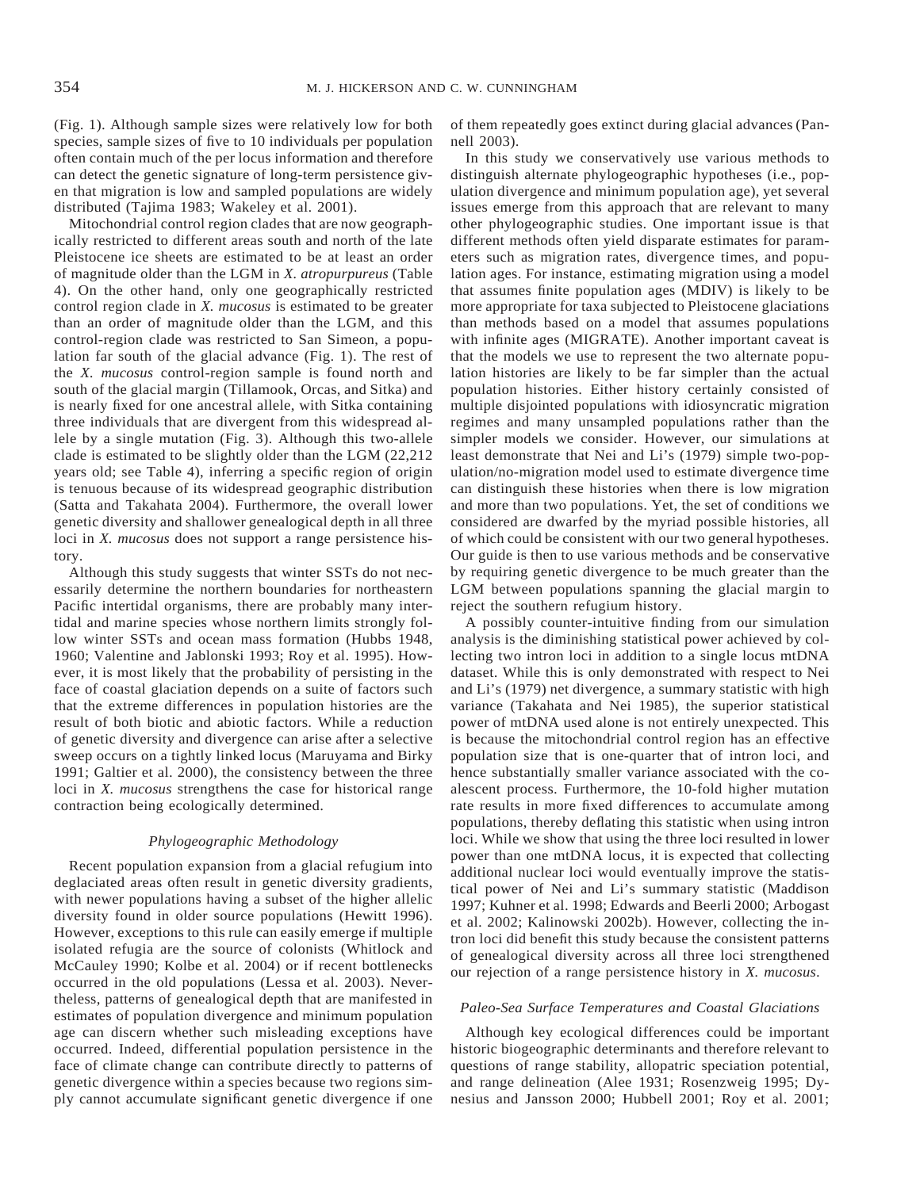(Fig. 1). Although sample sizes were relatively low for both species, sample sizes of five to 10 individuals per population often contain much of the per locus information and therefore can detect the genetic signature of long-term persistence given that migration is low and sampled populations are widely distributed (Tajima 1983; Wakeley et al. 2001).

Mitochondrial control region clades that are now geographically restricted to different areas south and north of the late Pleistocene ice sheets are estimated to be at least an order of magnitude older than the LGM in *X. atropurpureus* (Table 4). On the other hand, only one geographically restricted control region clade in *X. mucosus* is estimated to be greater than an order of magnitude older than the LGM, and this control-region clade was restricted to San Simeon, a population far south of the glacial advance (Fig. 1). The rest of the *X. mucosus* control-region sample is found north and south of the glacial margin (Tillamook, Orcas, and Sitka) and is nearly fixed for one ancestral allele, with Sitka containing three individuals that are divergent from this widespread allele by a single mutation (Fig. 3). Although this two-allele clade is estimated to be slightly older than the LGM (22,212 years old; see Table 4), inferring a specific region of origin is tenuous because of its widespread geographic distribution (Satta and Takahata 2004). Furthermore, the overall lower genetic diversity and shallower genealogical depth in all three loci in *X. mucosus* does not support a range persistence history.

Although this study suggests that winter SSTs do not necessarily determine the northern boundaries for northeastern Pacific intertidal organisms, there are probably many intertidal and marine species whose northern limits strongly follow winter SSTs and ocean mass formation (Hubbs 1948, 1960; Valentine and Jablonski 1993; Roy et al. 1995). However, it is most likely that the probability of persisting in the face of coastal glaciation depends on a suite of factors such that the extreme differences in population histories are the result of both biotic and abiotic factors. While a reduction of genetic diversity and divergence can arise after a selective sweep occurs on a tightly linked locus (Maruyama and Birky 1991; Galtier et al. 2000), the consistency between the three loci in *X. mucosus* strengthens the case for historical range contraction being ecologically determined.

### *Phylogeographic Methodology*

Recent population expansion from a glacial refugium into deglaciated areas often result in genetic diversity gradients, with newer populations having a subset of the higher allelic diversity found in older source populations (Hewitt 1996). However, exceptions to this rule can easily emerge if multiple isolated refugia are the source of colonists (Whitlock and McCauley 1990; Kolbe et al. 2004) or if recent bottlenecks occurred in the old populations (Lessa et al. 2003). Nevertheless, patterns of genealogical depth that are manifested in estimates of population divergence and minimum population age can discern whether such misleading exceptions have occurred. Indeed, differential population persistence in the face of climate change can contribute directly to patterns of genetic divergence within a species because two regions simply cannot accumulate significant genetic divergence if one of them repeatedly goes extinct during glacial advances (Pannell 2003).

In this study we conservatively use various methods to distinguish alternate phylogeographic hypotheses (i.e., population divergence and minimum population age), yet several issues emerge from this approach that are relevant to many other phylogeographic studies. One important issue is that different methods often yield disparate estimates for parameters such as migration rates, divergence times, and population ages. For instance, estimating migration using a model that assumes finite population ages (MDIV) is likely to be more appropriate for taxa subjected to Pleistocene glaciations than methods based on a model that assumes populations with infinite ages (MIGRATE). Another important caveat is that the models we use to represent the two alternate population histories are likely to be far simpler than the actual population histories. Either history certainly consisted of multiple disjointed populations with idiosyncratic migration regimes and many unsampled populations rather than the simpler models we consider. However, our simulations at least demonstrate that Nei and Li's (1979) simple two-population/no-migration model used to estimate divergence time can distinguish these histories when there is low migration and more than two populations. Yet, the set of conditions we considered are dwarfed by the myriad possible histories, all of which could be consistent with our two general hypotheses. Our guide is then to use various methods and be conservative by requiring genetic divergence to be much greater than the LGM between populations spanning the glacial margin to reject the southern refugium history.

A possibly counter-intuitive finding from our simulation analysis is the diminishing statistical power achieved by collecting two intron loci in addition to a single locus mtDNA dataset. While this is only demonstrated with respect to Nei and Li's (1979) net divergence, a summary statistic with high variance (Takahata and Nei 1985), the superior statistical power of mtDNA used alone is not entirely unexpected. This is because the mitochondrial control region has an effective population size that is one-quarter that of intron loci, and hence substantially smaller variance associated with the coalescent process. Furthermore, the 10-fold higher mutation rate results in more fixed differences to accumulate among populations, thereby deflating this statistic when using intron loci. While we show that using the three loci resulted in lower power than one mtDNA locus, it is expected that collecting additional nuclear loci would eventually improve the statistical power of Nei and Li's summary statistic (Maddison 1997; Kuhner et al. 1998; Edwards and Beerli 2000; Arbogast et al. 2002; Kalinowski 2002b). However, collecting the intron loci did benefit this study because the consistent patterns of genealogical diversity across all three loci strengthened our rejection of a range persistence history in *X. mucosus*.

### *Paleo-Sea Surface Temperatures and Coastal Glaciations*

Although key ecological differences could be important historic biogeographic determinants and therefore relevant to questions of range stability, allopatric speciation potential, and range delineation (Alee 1931; Rosenzweig 1995; Dynesius and Jansson 2000; Hubbell 2001; Roy et al. 2001;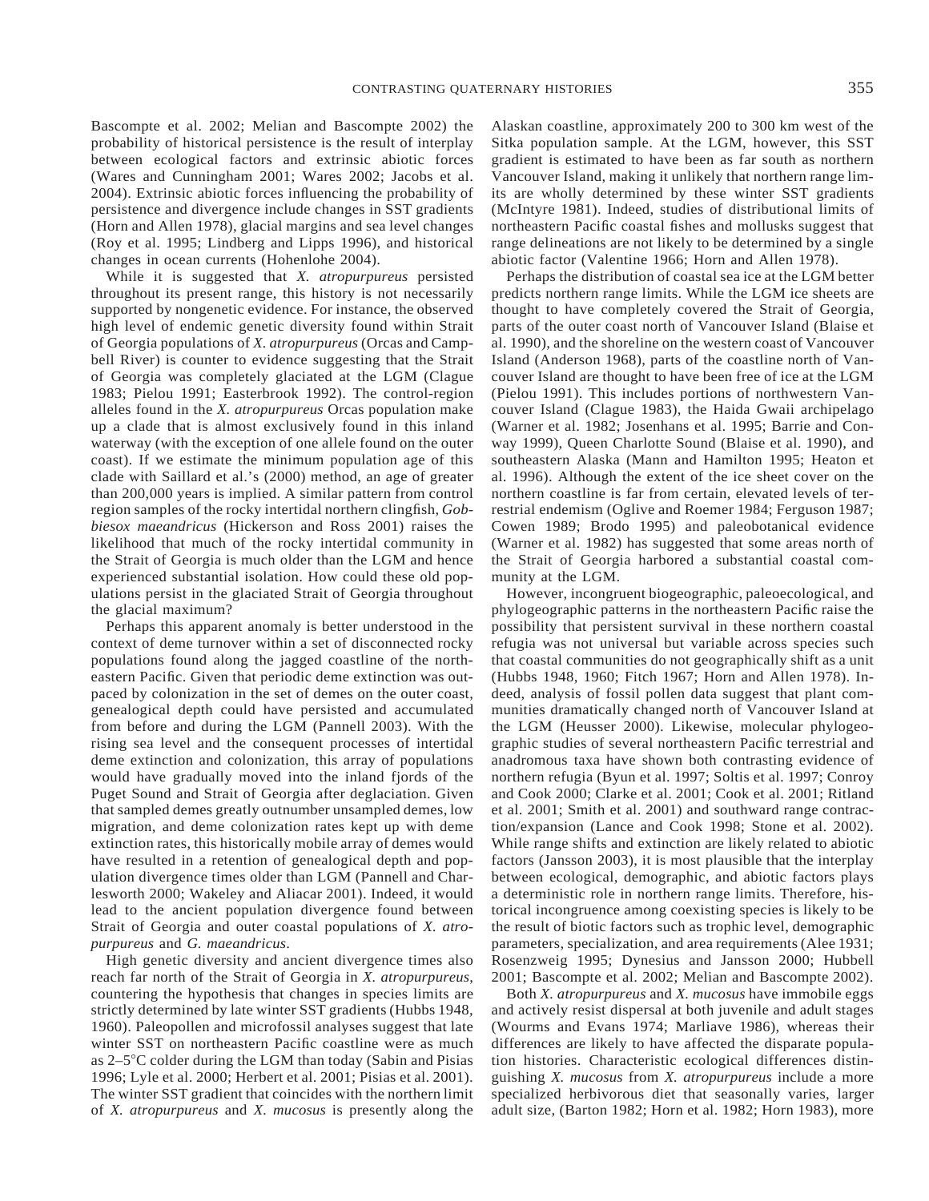Bascompte et al. 2002; Melian and Bascompte 2002) the probability of historical persistence is the result of interplay between ecological factors and extrinsic abiotic forces (Wares and Cunningham 2001; Wares 2002; Jacobs et al. 2004). Extrinsic abiotic forces influencing the probability of persistence and divergence include changes in SST gradients (Horn and Allen 1978), glacial margins and sea level changes (Roy et al. 1995; Lindberg and Lipps 1996), and historical changes in ocean currents (Hohenlohe 2004).

While it is suggested that *X. atropurpureus* persisted throughout its present range, this history is not necessarily supported by nongenetic evidence. For instance, the observed high level of endemic genetic diversity found within Strait of Georgia populations of *X. atropurpureus* (Orcas and Campbell River) is counter to evidence suggesting that the Strait of Georgia was completely glaciated at the LGM (Clague 1983; Pielou 1991; Easterbrook 1992). The control-region alleles found in the *X. atropurpureus* Orcas population make up a clade that is almost exclusively found in this inland waterway (with the exception of one allele found on the outer coast). If we estimate the minimum population age of this clade with Saillard et al.'s (2000) method, an age of greater than 200,000 years is implied. A similar pattern from control region samples of the rocky intertidal northern clingfish, *Gobbiesox maeandricus* (Hickerson and Ross 2001) raises the likelihood that much of the rocky intertidal community in the Strait of Georgia is much older than the LGM and hence experienced substantial isolation. How could these old populations persist in the glaciated Strait of Georgia throughout the glacial maximum?

Perhaps this apparent anomaly is better understood in the context of deme turnover within a set of disconnected rocky populations found along the jagged coastline of the northeastern Pacific. Given that periodic deme extinction was outpaced by colonization in the set of demes on the outer coast, genealogical depth could have persisted and accumulated from before and during the LGM (Pannell 2003). With the rising sea level and the consequent processes of intertidal deme extinction and colonization, this array of populations would have gradually moved into the inland fjords of the Puget Sound and Strait of Georgia after deglaciation. Given that sampled demes greatly outnumber unsampled demes, low migration, and deme colonization rates kept up with deme extinction rates, this historically mobile array of demes would have resulted in a retention of genealogical depth and population divergence times older than LGM (Pannell and Charlesworth 2000; Wakeley and Aliacar 2001). Indeed, it would lead to the ancient population divergence found between Strait of Georgia and outer coastal populations of *X. atropurpureus* and *G. maeandricus*.

High genetic diversity and ancient divergence times also reach far north of the Strait of Georgia in *X. atropurpureus*, countering the hypothesis that changes in species limits are strictly determined by late winter SST gradients (Hubbs 1948, 1960). Paleopollen and microfossil analyses suggest that late winter SST on northeastern Pacific coastline were as much as 2–5°C colder during the LGM than today (Sabin and Pisias 1996; Lyle et al. 2000; Herbert et al. 2001; Pisias et al. 2001). The winter SST gradient that coincides with the northern limit of *X. atropurpureus* and *X. mucosus* is presently along the Alaskan coastline, approximately 200 to 300 km west of the Sitka population sample. At the LGM, however, this SST gradient is estimated to have been as far south as northern Vancouver Island, making it unlikely that northern range limits are wholly determined by these winter SST gradients (McIntyre 1981). Indeed, studies of distributional limits of northeastern Pacific coastal fishes and mollusks suggest that range delineations are not likely to be determined by a single abiotic factor (Valentine 1966; Horn and Allen 1978).

Perhaps the distribution of coastal sea ice at the LGM better predicts northern range limits. While the LGM ice sheets are thought to have completely covered the Strait of Georgia, parts of the outer coast north of Vancouver Island (Blaise et al. 1990), and the shoreline on the western coast of Vancouver Island (Anderson 1968), parts of the coastline north of Vancouver Island are thought to have been free of ice at the LGM (Pielou 1991). This includes portions of northwestern Vancouver Island (Clague 1983), the Haida Gwaii archipelago (Warner et al. 1982; Josenhans et al. 1995; Barrie and Conway 1999), Queen Charlotte Sound (Blaise et al. 1990), and southeastern Alaska (Mann and Hamilton 1995; Heaton et al. 1996). Although the extent of the ice sheet cover on the northern coastline is far from certain, elevated levels of terrestrial endemism (Oglive and Roemer 1984; Ferguson 1987; Cowen 1989; Brodo 1995) and paleobotanical evidence (Warner et al. 1982) has suggested that some areas north of the Strait of Georgia harbored a substantial coastal community at the LGM.

However, incongruent biogeographic, paleoecological, and phylogeographic patterns in the northeastern Pacific raise the possibility that persistent survival in these northern coastal refugia was not universal but variable across species such that coastal communities do not geographically shift as a unit (Hubbs 1948, 1960; Fitch 1967; Horn and Allen 1978). Indeed, analysis of fossil pollen data suggest that plant communities dramatically changed north of Vancouver Island at the LGM (Heusser 2000). Likewise, molecular phylogeographic studies of several northeastern Pacific terrestrial and anadromous taxa have shown both contrasting evidence of northern refugia (Byun et al. 1997; Soltis et al. 1997; Conroy and Cook 2000; Clarke et al. 2001; Cook et al. 2001; Ritland et al. 2001; Smith et al. 2001) and southward range contraction/expansion (Lance and Cook 1998; Stone et al. 2002). While range shifts and extinction are likely related to abiotic factors (Jansson 2003), it is most plausible that the interplay between ecological, demographic, and abiotic factors plays a deterministic role in northern range limits. Therefore, historical incongruence among coexisting species is likely to be the result of biotic factors such as trophic level, demographic parameters, specialization, and area requirements (Alee 1931; Rosenzweig 1995; Dynesius and Jansson 2000; Hubbell 2001; Bascompte et al. 2002; Melian and Bascompte 2002).

Both *X. atropurpureus* and *X. mucosus* have immobile eggs and actively resist dispersal at both juvenile and adult stages (Wourms and Evans 1974; Marliave 1986), whereas their differences are likely to have affected the disparate population histories. Characteristic ecological differences distinguishing *X. mucosus* from *X. atropurpureus* include a more specialized herbivorous diet that seasonally varies, larger adult size, (Barton 1982; Horn et al. 1982; Horn 1983), more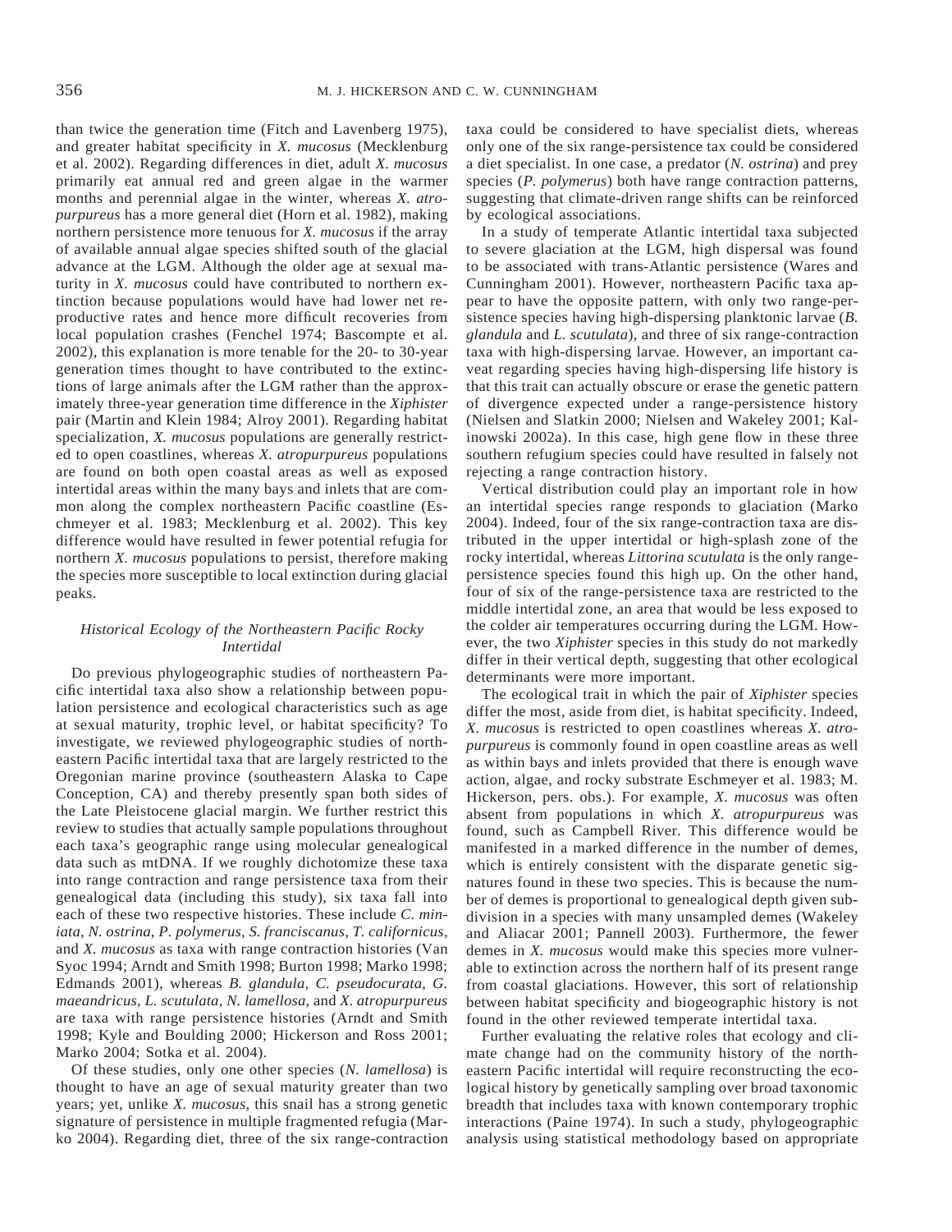than twice the generation time (Fitch and Lavenberg 1975), and greater habitat specificity in *X. mucosus* (Mecklenburg et al. 2002). Regarding differences in diet, adult *X. mucosus* primarily eat annual red and green algae in the warmer months and perennial algae in the winter, whereas *X. atropurpureus* has a more general diet (Horn et al. 1982), making northern persistence more tenuous for *X. mucosus* if the array of available annual algae species shifted south of the glacial advance at the LGM. Although the older age at sexual maturity in *X. mucosus* could have contributed to northern extinction because populations would have had lower net reproductive rates and hence more difficult recoveries from local population crashes (Fenchel 1974; Bascompte et al. 2002), this explanation is more tenable for the 20- to 30-year generation times thought to have contributed to the extinctions of large animals after the LGM rather than the approximately three-year generation time difference in the *Xiphister* pair (Martin and Klein 1984; Alroy 2001). Regarding habitat specialization, *X. mucosus* populations are generally restricted to open coastlines, whereas *X. atropurpureus* populations are found on both open coastal areas as well as exposed intertidal areas within the many bays and inlets that are common along the complex northeastern Pacific coastline (Eschmeyer et al. 1983; Mecklenburg et al. 2002). This key difference would have resulted in fewer potential refugia for northern *X. mucosus* populations to persist, therefore making the species more susceptible to local extinction during glacial peaks.

### *Historical Ecology of the Northeastern Pacific Rocky Intertidal*

Do previous phylogeographic studies of northeastern Pacific intertidal taxa also show a relationship between population persistence and ecological characteristics such as age at sexual maturity, trophic level, or habitat specificity? To investigate, we reviewed phylogeographic studies of northeastern Pacific intertidal taxa that are largely restricted to the Oregonian marine province (southeastern Alaska to Cape Conception, CA) and thereby presently span both sides of the Late Pleistocene glacial margin. We further restrict this review to studies that actually sample populations throughout each taxa's geographic range using molecular genealogical data such as mtDNA. If we roughly dichotomize these taxa into range contraction and range persistence taxa from their genealogical data (including this study), six taxa fall into each of these two respective histories. These include *C. miniata*, *N. ostrina*, *P. polymerus*, *S. franciscanus*, *T. californicus*, and *X. mucosus* as taxa with range contraction histories (Van Syoc 1994; Arndt and Smith 1998; Burton 1998; Marko 1998; Edmands 2001), whereas *B. glandula*, *C. pseudocurata*, *G. maeandricus*, *L. scutulata*, *N. lamellosa*, and *X. atropurpureus* are taxa with range persistence histories (Arndt and Smith 1998; Kyle and Boulding 2000; Hickerson and Ross 2001; Marko 2004; Sotka et al. 2004).

Of these studies, only one other species (*N. lamellosa*) is thought to have an age of sexual maturity greater than two years; yet, unlike *X. mucosus*, this snail has a strong genetic signature of persistence in multiple fragmented refugia (Marko 2004). Regarding diet, three of the six range-contraction taxa could be considered to have specialist diets, whereas only one of the six range-persistence tax could be considered a diet specialist. In one case, a predator (*N. ostrina*) and prey species (*P. polymerus*) both have range contraction patterns, suggesting that climate-driven range shifts can be reinforced by ecological associations.

In a study of temperate Atlantic intertidal taxa subjected to severe glaciation at the LGM, high dispersal was found to be associated with trans-Atlantic persistence (Wares and Cunningham 2001). However, northeastern Pacific taxa appear to have the opposite pattern, with only two range-persistence species having high-dispersing planktonic larvae (*B. glandula* and *L. scutulata*), and three of six range-contraction taxa with high-dispersing larvae. However, an important caveat regarding species having high-dispersing life history is that this trait can actually obscure or erase the genetic pattern of divergence expected under a range-persistence history (Nielsen and Slatkin 2000; Nielsen and Wakeley 2001; Kalinowski 2002a). In this case, high gene flow in these three southern refugium species could have resulted in falsely not rejecting a range contraction history.

Vertical distribution could play an important role in how an intertidal species range responds to glaciation (Marko 2004). Indeed, four of the six range-contraction taxa are distributed in the upper intertidal or high-splash zone of the rocky intertidal, whereas *Littorina scutulata* is the only range-persistence species found this high up. On the other hand, four of six of the range-persistence taxa are restricted to the middle intertidal zone, an area that would be less exposed to the colder air temperatures occurring during the LGM. However, the two *Xiphister* species in this study do not markedly differ in their vertical depth, suggesting that other ecological determinants were more important.

The ecological trait in which the pair of *Xiphister* species differ the most, aside from diet, is habitat specificity. Indeed, *X. mucosus* is restricted to open coastlines whereas *X. atropurpureus* is commonly found in open coastline areas as well as within bays and inlets provided that there is enough wave action, algae, and rocky substrate Eschmeyer et al. 1983; M. Hickerson, pers. obs.). For example, *X. mucosus* was often absent from populations in which *X. atropurpureus* was found, such as Campbell River. This difference would be manifested in a marked difference in the number of demes, which is entirely consistent with the disparate genetic signatures found in these two species. This is because the number of demes is proportional to genealogical depth given subdivision in a species with many unsampled demes (Wakeley and Aliacar 2001; Pannell 2003). Furthermore, the fewer demes in *X. mucosus* would make this species more vulnerable to extinction across the northern half of its present range from coastal glaciations. However, this sort of relationship between habitat specificity and biogeographic history is not found in the other reviewed temperate intertidal taxa.

Further evaluating the relative roles that ecology and climate change had on the community history of the northeastern Pacific intertidal will require reconstructing the ecological history by genetically sampling over broad taxonomic breadth that includes taxa with known contemporary trophic interactions (Paine 1974). In such a study, phylogeographic analysis using statistical methodology based on appropriate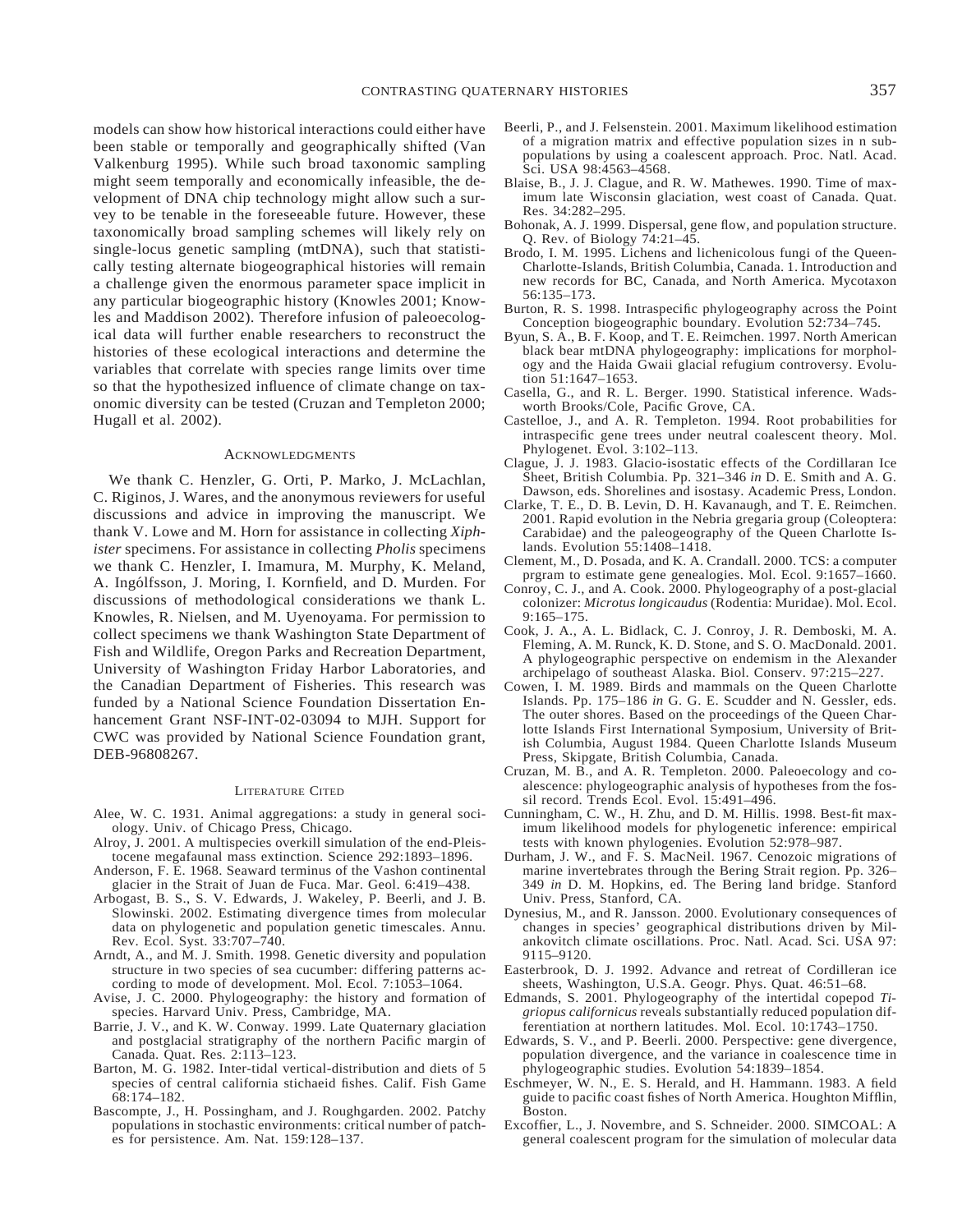models can show how historical interactions could either have been stable or temporally and geographically shifted (Van Valkenburg 1995). While such broad taxonomic sampling might seem temporally and economically infeasible, the development of DNA chip technology might allow such a survey to be tenable in the foreseeable future. However, these taxonomically broad sampling schemes will likely rely on single-locus genetic sampling (mtDNA), such that statistically testing alternate biogeographical histories will remain a challenge given the enormous parameter space implicit in any particular biogeographic history (Knowles 2001; Knowles and Maddison 2002). Therefore infusion of paleoecological data will further enable researchers to reconstruct the histories of these ecological interactions and determine the variables that correlate with species range limits over time so that the hypothesized influence of climate change on taxonomic diversity can be tested (Cruzan and Templeton 2000; Hugall et al. 2002).

## Acknowledgments

We thank C. Henzler, G. Orti, P. Marko, J. McLachlan, C. Riginos, J. Wares, and the anonymous reviewers for useful discussions and advice in improving the manuscript. We thank V. Lowe and M. Horn for assistance in collecting *Xiphister* specimens. For assistance in collecting *Pholis* specimens we thank C. Henzler, I. Imamura, M. Murphy, K. Meland, A. Ingólfsson, J. Moring, I. Kornfield, and D. Murden. For discussions of methodological considerations we thank L. Knowles, R. Nielsen, and M. Uyenoyama. For permission to collect specimens we thank Washington State Department of Fish and Wildlife, Oregon Parks and Recreation Department, University of Washington Friday Harbor Laboratories, and the Canadian Department of Fisheries. This research was funded by a National Science Foundation Dissertation Enhancement Grant NSF-INT-02-03094 to MJH. Support for CWC was provided by National Science Foundation grant, DEB-96808267.

## Literature Cited

Alee, W. C. 1931. Animal aggregations: a study in general sociology. Univ. of Chicago Press, Chicago.

Alroy, J. 2001. A multispecies overkill simulation of the end-Pleistocene megafaunal mass extinction. Science 292:1893–1896.

Anderson, F. E. 1968. Seaward terminus of the Vashon continental glacier in the Strait of Juan de Fuca. Mar. Geol. 6:419–438.

Arbogast, B. S., S. V. Edwards, J. Wakeley, P. Beerli, and J. B. Slowinski. 2002. Estimating divergence times from molecular data on phylogenetic and population genetic timescales. Annu. Rev. Ecol. Syst. 33:707–740.

Arndt, A., and M. J. Smith. 1998. Genetic diversity and population structure in two species of sea cucumber: differing patterns according to mode of development. Mol. Ecol. 7:1053–1064.

Avise, J. C. 2000. Phylogeography: the history and formation of species. Harvard Univ. Press, Cambridge, MA.

Barrie, J. V., and K. W. Conway. 1999. Late Quaternary glaciation and postglacial stratigraphy of the northern Pacific margin of Canada. Quat. Res. 2:113–123.

Barton, M. G. 1982. Inter-tidal vertical-distribution and diets of 5 species of central california stichaeid fishes. Calif. Fish Game 68:174–182.

Bascompte, J., H. Possingham, and J. Roughgarden. 2002. Patchy populations in stochastic environments: critical number of patches for persistence. Am. Nat. 159:128–137.

Beerli, P., and J. Felsenstein. 2001. Maximum likelihood estimation of a migration matrix and effective population sizes in n subpopulations by using a coalescent approach. Proc. Natl. Acad. Sci. USA 98:4563–4568.

Blaise, B., J. J. Clague, and R. W. Mathewes. 1990. Time of maximum late Wisconsin glaciation, west coast of Canada. Quat. Res. 34:282–295.

Bohonak, A. J. 1999. Dispersal, gene flow, and population structure. Q. Rev. of Biology 74:21–45.

Brodo, I. M. 1995. Lichens and lichenicolous fungi of the Queen-Charlotte-Islands, British Columbia, Canada. 1. Introduction and new records for BC, Canada, and North America. Mycotaxon 56:135–173.

Burton, R. S. 1998. Intraspecific phylogeography across the Point Conception biogeographic boundary. Evolution 52:734–745.

Byun, S. A., B. F. Koop, and T. E. Reimchen. 1997. North American black bear mtDNA phylogeography: implications for morphology and the Haida Gwaii glacial refugium controversy. Evolution 51:1647–1653.

Casella, G., and R. L. Berger. 1990. Statistical inference. Wadsworth Brooks/Cole, Pacific Grove, CA.

Castelloe, J., and A. R. Templeton. 1994. Root probabilities for intraspecific gene trees under neutral coalescent theory. Mol. Phylogenet. Evol. 3:102–113.

Clague, J. J. 1983. Glacio-isostatic effects of the Cordillaran Ice Sheet, British Columbia. Pp. 321–346 *in* D. E. Smith and A. G. Dawson, eds. Shorelines and isostasy. Academic Press, London.

Clarke, T. E., D. B. Levin, D. H. Kavanaugh, and T. E. Reimchen. 2001. Rapid evolution in the Nebria gregaria group (Coleoptera: Carabidae) and the paleogeography of the Queen Charlotte Islands. Evolution 55:1408–1418.

Clement, M., D. Posada, and K. A. Crandall. 2000. TCS: a computer prgram to estimate gene genealogies. Mol. Ecol. 9:1657–1660.

Conroy, C. J., and A. Cook. 2000. Phylogeography of a post-glacial colonizer: *Microtus longicaudus* (Rodentia: Muridae). Mol. Ecol. 9:165–175.

Cook, J. A., A. L. Bidlack, C. J. Conroy, J. R. Demboski, M. A. Fleming, A. M. Runck, K. D. Stone, and S. O. MacDonald. 2001. A phylogeographic perspective on endemism in the Alexander archipelago of southeast Alaska. Biol. Conserv. 97:215–227.

Cowen, I. M. 1989. Birds and mammals on the Queen Charlotte Islands. Pp. 175–186 *in* G. G. E. Scudder and N. Gessler, eds. The outer shores. Based on the proceedings of the Queen Charlotte Islands First International Symposium, University of British Columbia, August 1984. Queen Charlotte Islands Museum Press, Skipgate, British Columbia, Canada.

Cruzan, M. B., and A. R. Templeton. 2000. Paleoecology and coalescence: phylogeographic analysis of hypotheses from the fossil record. Trends Ecol. Evol. 15:491–496.

Cunningham, C. W., H. Zhu, and D. M. Hillis. 1998. Best-fit maximum likelihood models for phylogenetic inference: empirical tests with known phylogenies. Evolution 52:978–987.

Durham, J. W., and F. S. MacNeil. 1967. Cenozoic migrations of marine invertebrates through the Bering Strait region. Pp. 326–349 *in* D. M. Hopkins, ed. The Bering land bridge. Stanford Univ. Press, Stanford, CA.

Dynesius, M., and R. Jansson. 2000. Evolutionary consequences of changes in species' geographical distributions driven by Milankovitch climate oscillations. Proc. Natl. Acad. Sci. USA 97: 9115–9120.

Easterbrook, D. J. 1992. Advance and retreat of Cordilleran ice sheets, Washington, U.S.A. Geogr. Phys. Quat. 46:51–68.

Edmands, S. 2001. Phylogeography of the intertidal copepod *Tigriopus californicus* reveals substantially reduced population differentiation at northern latitudes. Mol. Ecol. 10:1743–1750.

Edwards, S. V., and P. Beerli. 2000. Perspective: gene divergence, population divergence, and the variance in coalescence time in phylogeographic studies. Evolution 54:1839–1854.

Eschmeyer, W. N., E. S. Herald, and H. Hammann. 1983. A field guide to pacific coast fishes of North America. Houghton Mifflin, Boston.

Excoffier, L., J. Novembre, and S. Schneider. 2000. SIMCOAL: A general coalescent program for the simulation of molecular data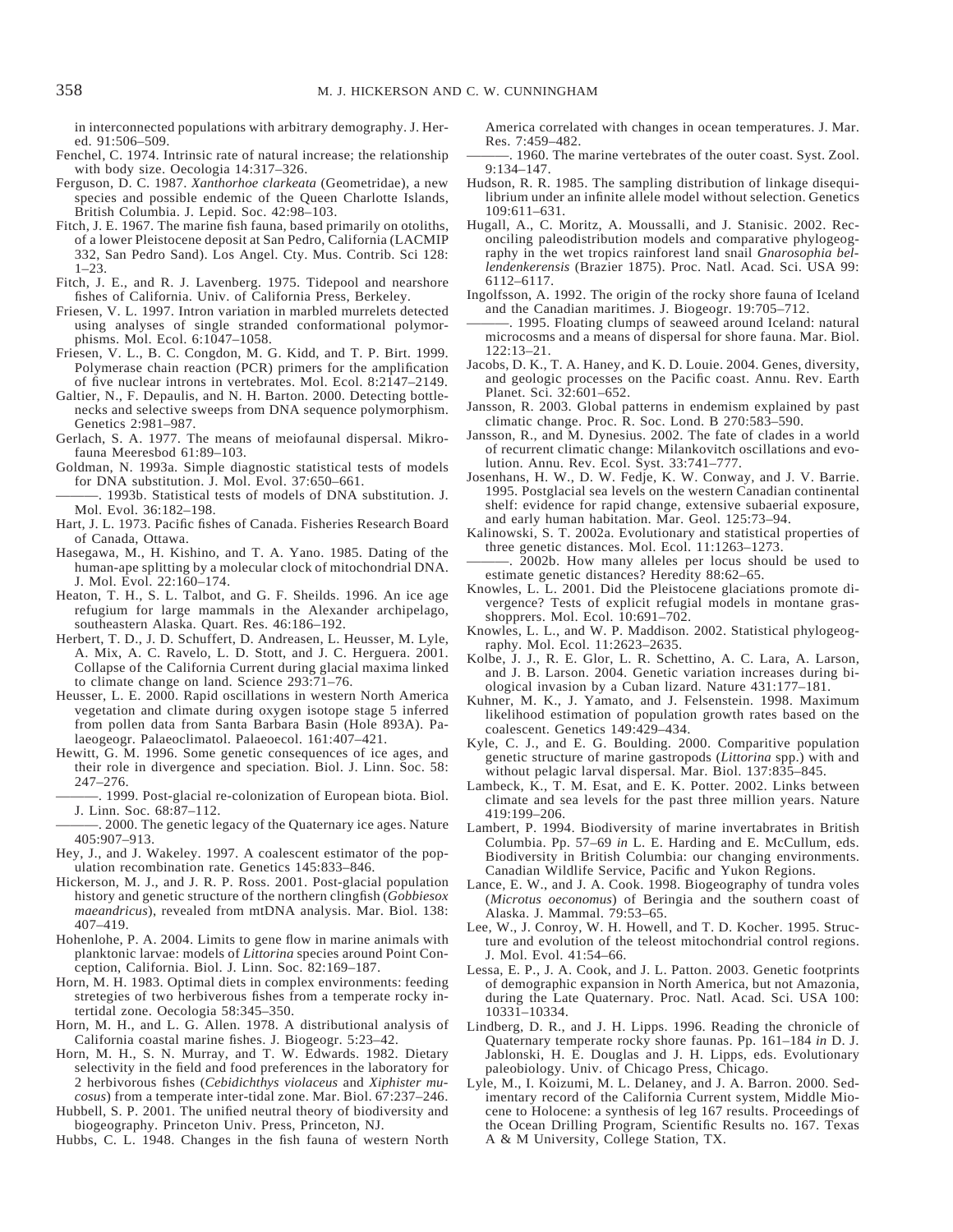in interconnected populations with arbitrary demography. J. Hered. 91:506–509.

Fenchel, C. 1974. Intrinsic rate of natural increase; the relationship with body size. Oecologia 14:317–326.

Ferguson, D. C. 1987. *Xanthorhoe clarkeata* (Geometridae), a new species and possible endemic of the Queen Charlotte Islands, British Columbia. J. Lepid. Soc. 42:98–103.

Fitch, J. E. 1967. The marine fish fauna, based primarily on otoliths, of a lower Pleistocene deposit at San Pedro, California (LACMIP 332, San Pedro Sand). Los Angel. Cty. Mus. Contrib. Sci 128: 1–23.

Fitch, J. E., and R. J. Lavenberg. 1975. Tidepool and nearshore fishes of California. Univ. of California Press, Berkeley.

Friesen, V. L. 1997. Intron variation in marbled murrelets detected using analyses of single stranded conformational polymorphisms. Mol. Ecol. 6:1047–1058.

Friesen, V. L., B. C. Congdon, M. G. Kidd, and T. P. Birt. 1999. Polymerase chain reaction (PCR) primers for the amplification of five nuclear introns in vertebrates. Mol. Ecol. 8:2147–2149.

Galtier, N., F. Depaulis, and N. H. Barton. 2000. Detecting bottlenecks and selective sweeps from DNA sequence polymorphism. Genetics 2:981–987.

Gerlach, S. A. 1977. The means of meiofaunal dispersal. Mikrofauna Meeresbod 61:89–103.

Goldman, N. 1993a. Simple diagnostic statistical tests of models for DNA substitution. J. Mol. Evol. 37:650–661.

———. 1993b. Statistical tests of models of DNA substitution. J. Mol. Evol. 36:182–198.

Hart, J. L. 1973. Pacific fishes of Canada. Fisheries Research Board of Canada, Ottawa.

Hasegawa, M., H. Kishino, and T. A. Yano. 1985. Dating of the human-ape splitting by a molecular clock of mitochondrial DNA. J. Mol. Evol. 22:160–174.

Heaton, T. H., S. L. Talbot, and G. F. Sheilds. 1996. An ice age refugium for large mammals in the Alexander archipelago, southeastern Alaska. Quart. Res. 46:186–192.

Herbert, T. D., J. D. Schuffert, D. Andreasen, L. Heusser, M. Lyle, A. Mix, A. C. Ravelo, L. D. Stott, and J. C. Herguera. 2001. Collapse of the California Current during glacial maxima linked to climate change on land. Science 293:71–76.

Heusser, L. E. 2000. Rapid oscillations in western North America vegetation and climate during oxygen isotope stage 5 inferred from pollen data from Santa Barbara Basin (Hole 893A). Palaeogeogr. Palaeoclimatol. Palaeoecol. 161:407–421.

Hewitt, G. M. 1996. Some genetic consequences of ice ages, and their role in divergence and speciation. Biol. J. Linn. Soc. 58: 247–276.

———. 1999. Post-glacial re-colonization of European biota. Biol. J. Linn. Soc. 68:87–112.

———. 2000. The genetic legacy of the Quaternary ice ages. Nature 405:907–913.

Hey, J., and J. Wakeley. 1997. A coalescent estimator of the population recombination rate. Genetics 145:833–846.

Hickerson, M. J., and J. R. P. Ross. 2001. Post-glacial population history and genetic structure of the northern clingfish (*Gobbiesox maeandricus*), revealed from mtDNA analysis. Mar. Biol. 138: 407–419.

Hohenlohe, P. A. 2004. Limits to gene flow in marine animals with planktonic larvae: models of *Littorina* species around Point Conception, California. Biol. J. Linn. Soc. 82:169–187.

Horn, M. H. 1983. Optimal diets in complex environments: feeding stretegies of two herbivorous fishes from a temperate rocky intertidal zone. Oecologia 58:345–350.

Horn, M. H., and L. G. Allen. 1978. A distributional analysis of California coastal marine fishes. J. Biogeogr. 5:23–42.

Horn, M. H., S. N. Murray, and T. W. Edwards. 1982. Dietary selectivity in the field and food preferences in the laboratory for 2 herbivorous fishes (*Cebidichthys violaceus* and *Xiphister mucosus*) from a temperate inter-tidal zone. Mar. Biol. 67:237–246.

Hubbell, S. P. 2001. The unified neutral theory of biodiversity and biogeography. Princeton Univ. Press, Princeton, NJ.

Hubbs, C. L. 1948. Changes in the fish fauna of western North America correlated with changes in ocean temperatures. J. Mar. Res. 7:459–482.

———. 1960. The marine vertebrates of the outer coast. Syst. Zool. 9:134–147.

Hudson, R. R. 1985. The sampling distribution of linkage disequilibrium under an infinite allele model without selection. Genetics 109:611–631.

Hugall, A., C. Moritz, A. Moussalli, and J. Stanisic. 2002. Reconciling paleodistribution models and comparative phylogeography in the wet tropics rainforest land snail *Gnarosophia bellendenkerensis* (Brazier 1875). Proc. Natl. Acad. Sci. USA 99: 6112–6117.

Ingolfsson, A. 1992. The origin of the rocky shore fauna of Iceland and the Canadian maritimes. J. Biogeogr. 19:705–712.

———. 1995. Floating clumps of seaweed around Iceland: natural microcosms and a means of dispersal for shore fauna. Mar. Biol. 122:13–21.

Jacobs, D. K., T. A. Haney, and K. D. Louie. 2004. Genes, diversity, and geologic processes on the Pacific coast. Annu. Rev. Earth Planet. Sci. 32:601–652.

Jansson, R. 2003. Global patterns in endemism explained by past climatic change. Proc. R. Soc. Lond. B 270:583–590.

Jansson, R., and M. Dynesius. 2002. The fate of clades in a world of recurrent climatic change: Milankovitch oscillations and evolution. Annu. Rev. Ecol. Syst. 33:741–777.

Josenhans, H. W., D. W. Fedje, K. W. Conway, and J. V. Barrie. 1995. Postglacial sea levels on the western Canadian continental shelf: evidence for rapid change, extensive subaerial exposure, and early human habitation. Mar. Geol. 125:73–94.

Kalinowski, S. T. 2002a. Evolutionary and statistical properties of three genetic distances. Mol. Ecol. 11:1263–1273.

———. 2002b. How many alleles per locus should be used to estimate genetic distances? Heredity 88:62–65.

Knowles, L. L. 2001. Did the Pleistocene glaciations promote divergence? Tests of explicit refugial models in montane grasshopprers. Mol. Ecol. 10:691–702.

Knowles, L. L., and W. P. Maddison. 2002. Statistical phylogeography. Mol. Ecol. 11:2623–2635.

Kolbe, J. J., R. E. Glor, L. R. Schettino, A. C. Lara, A. Larson, and J. B. Larson. 2004. Genetic variation increases during biological invasion by a Cuban lizard. Nature 431:177–181.

Kuhner, M. K., J. Yamato, and J. Felsenstein. 1998. Maximum likelihood estimation of population growth rates based on the coalescent. Genetics 149:429–434.

Kyle, C. J., and E. G. Boulding. 2000. Comparitive population genetic structure of marine gastropods (*Littorina* spp.) with and without pelagic larval dispersal. Mar. Biol. 137:835–845.

Lambeck, K., T. M. Esat, and E. K. Potter. 2002. Links between climate and sea levels for the past three million years. Nature 419:199–206.

Lambert, P. 1994. Biodiversity of marine invertabrates in British Columbia. Pp. 57–69 *in* L. E. Harding and E. McCullum, eds. Biodiversity in British Columbia: our changing environments. Canadian Wildlife Service, Pacific and Yukon Regions.

Lance, E. W., and J. A. Cook. 1998. Biogeography of tundra voles (*Microtus oeconomus*) of Beringia and the southern coast of Alaska. J. Mammal. 79:53–65.

Lee, W., J. Conroy, W. H. Howell, and T. D. Kocher. 1995. Structure and evolution of the teleost mitochondrial control regions. J. Mol. Evol. 41:54–66.

Lessa, E. P., J. A. Cook, and J. L. Patton. 2003. Genetic footprints of demographic expansion in North America, but not Amazonia, during the Late Quaternary. Proc. Natl. Acad. Sci. USA 100: 10331–10334.

Lindberg, D. R., and J. H. Lipps. 1996. Reading the chronicle of Quaternary temperate rocky shore faunas. Pp. 161–184 *in* D. J. Jablonski, H. E. Douglas and J. H. Lipps, eds. Evolutionary paleobiology. Univ. of Chicago Press, Chicago.

Lyle, M., I. Koizumi, M. L. Delaney, and J. A. Barron. 2000. Sedimentary record of the California Current system, Middle Miocene to Holocene: a synthesis of leg 167 results. Proceedings of the Ocean Drilling Program, Scientific Results no. 167. Texas A & M University, College Station, TX.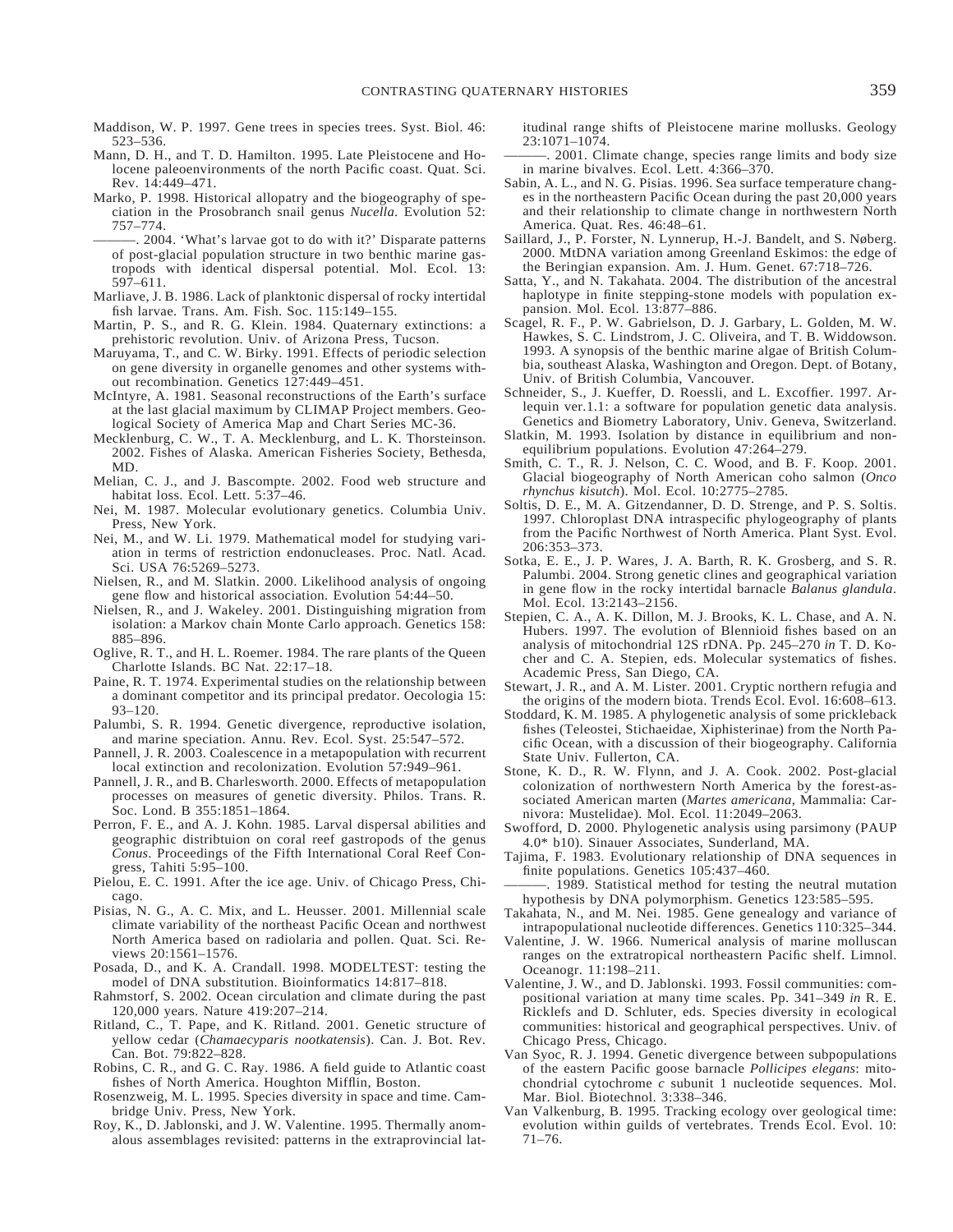Maddison, W. P. 1997. Gene trees in species trees. Syst. Biol. 46: 523–536.

Mann, D. H., and T. D. Hamilton. 1995. Late Pleistocene and Holocene paleoenvironments of the north Pacific coast. Quat. Sci. Rev. 14:449–471.

Marko, P. 1998. Historical allopatry and the biogeography of speciation in the Prosobranch snail genus *Nucella*. Evolution 52: 757–774.

———. 2004. 'What's larvae got to do with it?' Disparate patterns of post-glacial population structure in two benthic marine gastropods with identical dispersal potential. Mol. Ecol. 13: 597–611.

Marliave, J. B. 1986. Lack of planktonic dispersal of rocky intertidal fish larvae. Trans. Am. Fish. Soc. 115:149–155.

Martin, P. S., and R. G. Klein. 1984. Quaternary extinctions: a prehistoric revolution. Univ. of Arizona Press, Tucson.

Maruyama, T., and C. W. Birky. 1991. Effects of periodic selection on gene diversity in organelle genomes and other systems without recombination. Genetics 127:449–451.

McIntyre, A. 1981. Seasonal reconstructions of the Earth's surface at the last glacial maximum by CLIMAP Project members. Geological Society of America Map and Chart Series MC-36.

Mecklenburg, C. W., T. A. Mecklenburg, and L. K. Thorsteinson. 2002. Fishes of Alaska. American Fisheries Society, Bethesda, MD.

Melian, C. J., and J. Bascompte. 2002. Food web structure and habitat loss. Ecol. Lett. 5:37–46.

Nei, M. 1987. Molecular evolutionary genetics. Columbia Univ. Press, New York.

Nei, M., and W. Li. 1979. Mathematical model for studying variation in terms of restriction endonucleases. Proc. Natl. Acad. Sci. USA 76:5269–5273.

Nielsen, R., and M. Slatkin. 2000. Likelihood analysis of ongoing gene flow and historical association. Evolution 54:44–50.

Nielsen, R., and J. Wakeley. 2001. Distinguishing migration from isolation: a Markov chain Monte Carlo approach. Genetics 158: 885–896.

Oglive, R. T., and H. L. Roemer. 1984. The rare plants of the Queen Charlotte Islands. BC Nat. 22:17–18.

Paine, R. T. 1974. Experimental studies on the relationship between a dominant competitor and its principal predator. Oecologia 15: 93–120.

Palumbi, S. R. 1994. Genetic divergence, reproductive isolation, and marine speciation. Annu. Rev. Ecol. Syst. 25:547–572.

Pannell, J. R. 2003. Coalescence in a metapopulation with recurrent local extinction and recolonization. Evolution 57:949–961.

Pannell, J. R., and B. Charlesworth. 2000. Effects of metapopulation processes on measures of genetic diversity. Philos. Trans. R. Soc. Lond. B 355:1851–1864.

Perron, F. E., and A. J. Kohn. 1985. Larval dispersal abilities and geographic distribtuion on coral reef gastropods of the genus *Conus*. Proceedings of the Fifth International Coral Reef Congress, Tahiti 5:95–100.

Pielou, E. C. 1991. After the ice age. Univ. of Chicago Press, Chicago.

Pisias, N. G., A. C. Mix, and L. Heusser. 2001. Millennial scale climate variability of the northeast Pacific Ocean and northwest North America based on radiolaria and pollen. Quat. Sci. Reviews 20:1561–1576.

Posada, D., and K. A. Crandall. 1998. MODELTEST: testing the model of DNA substitution. Bioinformatics 14:817–818.

Rahmstorf, S. 2002. Ocean circulation and climate during the past 120,000 years. Nature 419:207–214.

Ritland, C., T. Pape, and K. Ritland. 2001. Genetic structure of yellow cedar (*Chamaecyparis nootkatensis*). Can. J. Bot. Rev. Can. Bot. 79:822–828.

Robins, C. R., and G. C. Ray. 1986. A field guide to Atlantic coast fishes of North America. Houghton Mifflin, Boston.

Rosenzweig, M. L. 1995. Species diversity in space and time. Cambridge Univ. Press, New York.

Roy, K., D. Jablonski, and J. W. Valentine. 1995. Thermally anomalous assemblages revisited: patterns in the extraprovincial latitudinal range shifts of Pleistocene marine mollusks. Geology 23:1071–1074.

———. 2001. Climate change, species range limits and body size in marine bivalves. Ecol. Lett. 4:366–370.

Sabin, A. L., and N. G. Pisias. 1996. Sea surface temperature changes in the northeastern Pacific Ocean during the past 20,000 years and their relationship to climate change in northwestern North America. Quat. Res. 46:48–61.

Saillard, J., P. Forster, N. Lynnerup, H.-J. Bandelt, and S. Nøberg. 2000. MtDNA variation among Greenland Eskimos: the edge of the Beringian expansion. Am. J. Hum. Genet. 67:718–726.

Satta, Y., and N. Takahata. 2004. The distribution of the ancestral haplotype in finite stepping-stone models with population expansion. Mol. Ecol. 13:877–886.

Scagel, R. F., P. W. Gabrielson, D. J. Garbary, L. Golden, M. W. Hawkes, S. C. Lindstrom, J. C. Oliveira, and T. B. Widdowson. 1993. A synopsis of the benthic marine algae of British Columbia, southeast Alaska, Washington and Oregon. Dept. of Botany, Univ. of British Columbia, Vancouver.

Schneider, S., J. Kueffer, D. Roessli, and L. Excoffier. 1997. Arlequin ver.1.1: a software for population genetic data analysis. Genetics and Biometry Laboratory, Univ. Geneva, Switzerland.

Slatkin, M. 1993. Isolation by distance in equilibrium and nonequilibrium populations. Evolution 47:264–279.

Smith, C. T., R. J. Nelson, C. C. Wood, and B. F. Koop. 2001. Glacial biogeography of North American coho salmon (*Onco rhynchus kisutch*). Mol. Ecol. 10:2775–2785.

Soltis, D. E., M. A. Gitzendanner, D. D. Strenge, and P. S. Soltis. 1997. Chloroplast DNA intraspecific phylogeography of plants from the Pacific Northwest of North America. Plant Syst. Evol. 206:353–373.

Sotka, E. E., J. P. Wares, J. A. Barth, R. K. Grosberg, and S. R. Palumbi. 2004. Strong genetic clines and geographical variation in gene flow in the rocky intertidal barnacle *Balanus glandula*. Mol. Ecol. 13:2143–2156.

Stepien, C. A., A. K. Dillon, M. J. Brooks, K. L. Chase, and A. N. Hubers. 1997. The evolution of Blennioid fishes based on an analysis of mitochondrial 12S rDNA. Pp. 245–270 *in* T. D. Kocher and C. A. Stepien, eds. Molecular systematics of fishes. Academic Press, San Diego, CA.

Stewart, J. R., and A. M. Lister. 2001. Cryptic northern refugia and the origins of the modern biota. Trends Ecol. Evol. 16:608–613.

Stoddard, K. M. 1985. A phylogenetic analysis of some prickleback fishes (Teleostei, Stichaeidae, Xiphisterinae) from the North Pacific Ocean, with a discussion of their biogeography. California State Univ. Fullerton, CA.

Stone, K. D., R. W. Flynn, and J. A. Cook. 2002. Post-glacial colonization of northwestern North America by the forest-associated American marten (*Martes americana*, Mammalia: Carnivora: Mustelidae). Mol. Ecol. 11:2049–2063.

Swofford, D. 2000. Phylogenetic analysis using parsimony (PAUP 4.0* b10). Sinauer Associates, Sunderland, MA.

Tajima, F. 1983. Evolutionary relationship of DNA sequences in finite populations. Genetics 105:437–460.

———. 1989. Statistical method for testing the neutral mutation hypothesis by DNA polymorphism. Genetics 123:585–595.

Takahata, N., and M. Nei. 1985. Gene genealogy and variance of intrapopulational nucleotide differences. Genetics 110:325–344.

Valentine, J. W. 1966. Numerical analysis of marine molluscan ranges on the extratropical northeastern Pacific shelf. Limnol. Oceanogr. 11:198–211.

Valentine, J. W., and D. Jablonski. 1993. Fossil communities: compositional variation at many time scales. Pp. 341–349 *in* R. E. Ricklefs and D. Schluter, eds. Species diversity in ecological communities: historical and geographical perspectives. Univ. of Chicago Press, Chicago.

Van Syoc, R. J. 1994. Genetic divergence between subpopulations of the eastern Pacific goose barnacle *Pollicipes elegans*: mitochondrial cytochrome *c* subunit 1 nucleotide sequences. Mol. Mar. Biol. Biotechnol. 3:338–346.

Van Valkenburg, B. 1995. Tracking ecology over geological time: evolution within guilds of vertebrates. Trends Ecol. Evol. 10: 71–76.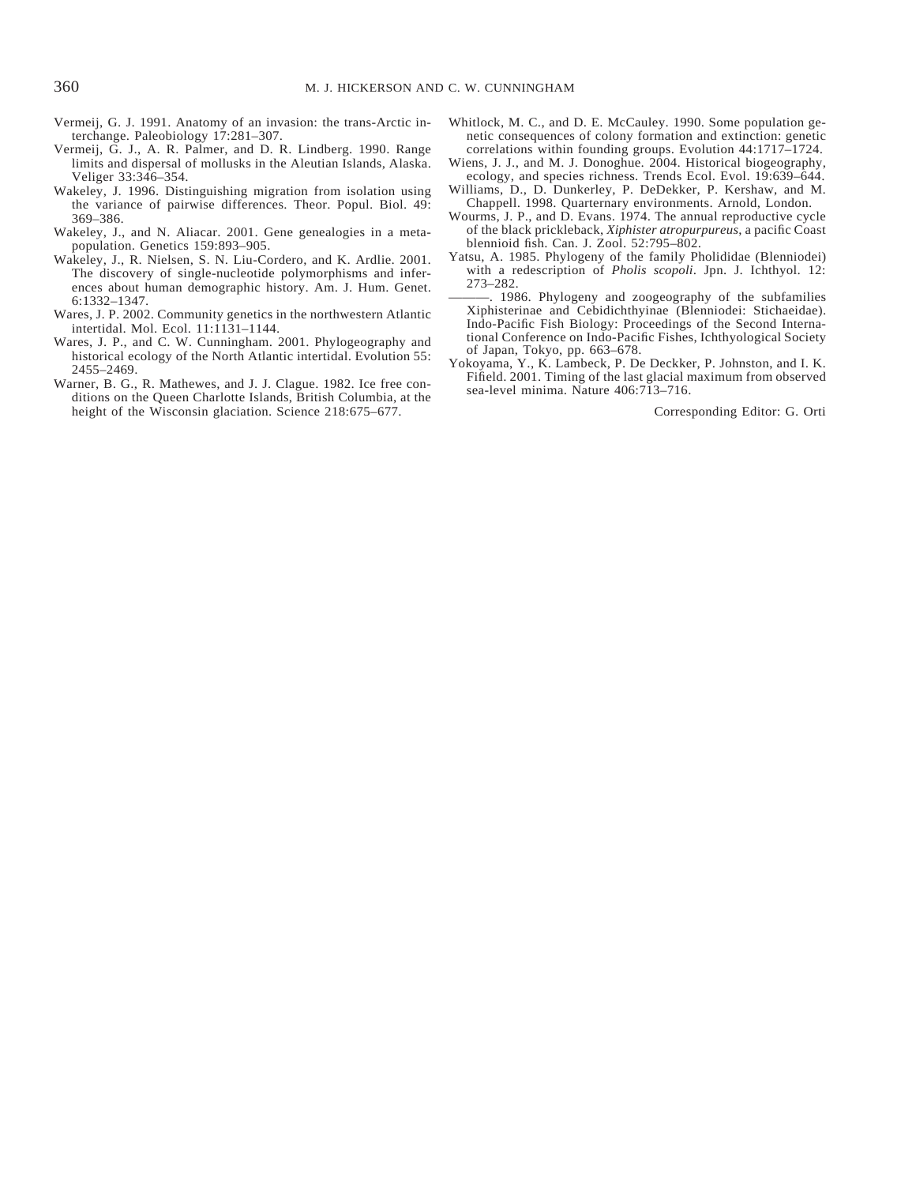Vermeij, G. J. 1991. Anatomy of an invasion: the trans-Arctic interchange. Paleobiology 17:281–307.

Vermeij, G. J., A. R. Palmer, and D. R. Lindberg. 1990. Range limits and dispersal of mollusks in the Aleutian Islands, Alaska. Veliger 33:346–354.

Wakeley, J. 1996. Distinguishing migration from isolation using the variance of pairwise differences. Theor. Popul. Biol. 49: 369–386.

Wakeley, J., and N. Aliacar. 2001. Gene genealogies in a metapopulation. Genetics 159:893–905.

Wakeley, J., R. Nielsen, S. N. Liu-Cordero, and K. Ardlie. 2001. The discovery of single-nucleotide polymorphisms and inferences about human demographic history. Am. J. Hum. Genet. 6:1332–1347.

Wares, J. P. 2002. Community genetics in the northwestern Atlantic intertidal. Mol. Ecol. 11:1131–1144.

Wares, J. P., and C. W. Cunningham. 2001. Phylogeography and historical ecology of the North Atlantic intertidal. Evolution 55: 2455–2469.

Warner, B. G., R. Mathewes, and J. J. Clague. 1982. Ice free conditions on the Queen Charlotte Islands, British Columbia, at the height of the Wisconsin glaciation. Science 218:675–677.

Whitlock, M. C., and D. E. McCauley. 1990. Some population genetic consequences of colony formation and extinction: genetic correlations within founding groups. Evolution 44:1717–1724.

Wiens, J. J., and M. J. Donoghue. 2004. Historical biogeography, ecology, and species richness. Trends Ecol. Evol. 19:639–644.

Williams, D., D. Dunkerley, P. DeDekker, P. Kershaw, and M. Chappell. 1998. Quarternary environments. Arnold, London.

Wourms, J. P., and D. Evans. 1974. The annual reproductive cycle of the black prickleback, *Xiphister atropurpureus*, a pacific Coast blennioid fish. Can. J. Zool. 52:795–802.

Yatsu, A. 1985. Phylogeny of the family Pholididae (Blenniodei) with a redescription of *Pholis scopoli*. Jpn. J. Ichthyol. 12: 273–282.

———. 1986. Phylogeny and zoogeography of the subfamilies Xiphisterinae and Cebidichthyinae (Blenniodei: Stichaeidae). Indo-Pacific Fish Biology: Proceedings of the Second International Conference on Indo-Pacific Fishes, Ichthyological Society of Japan, Tokyo, pp. 663–678.

Yokoyama, Y., K. Lambeck, P. De Deckker, P. Johnston, and I. K. Fifield. 2001. Timing of the last glacial maximum from observed sea-level minima. Nature 406:713–716.

Corresponding Editor: G. Orti